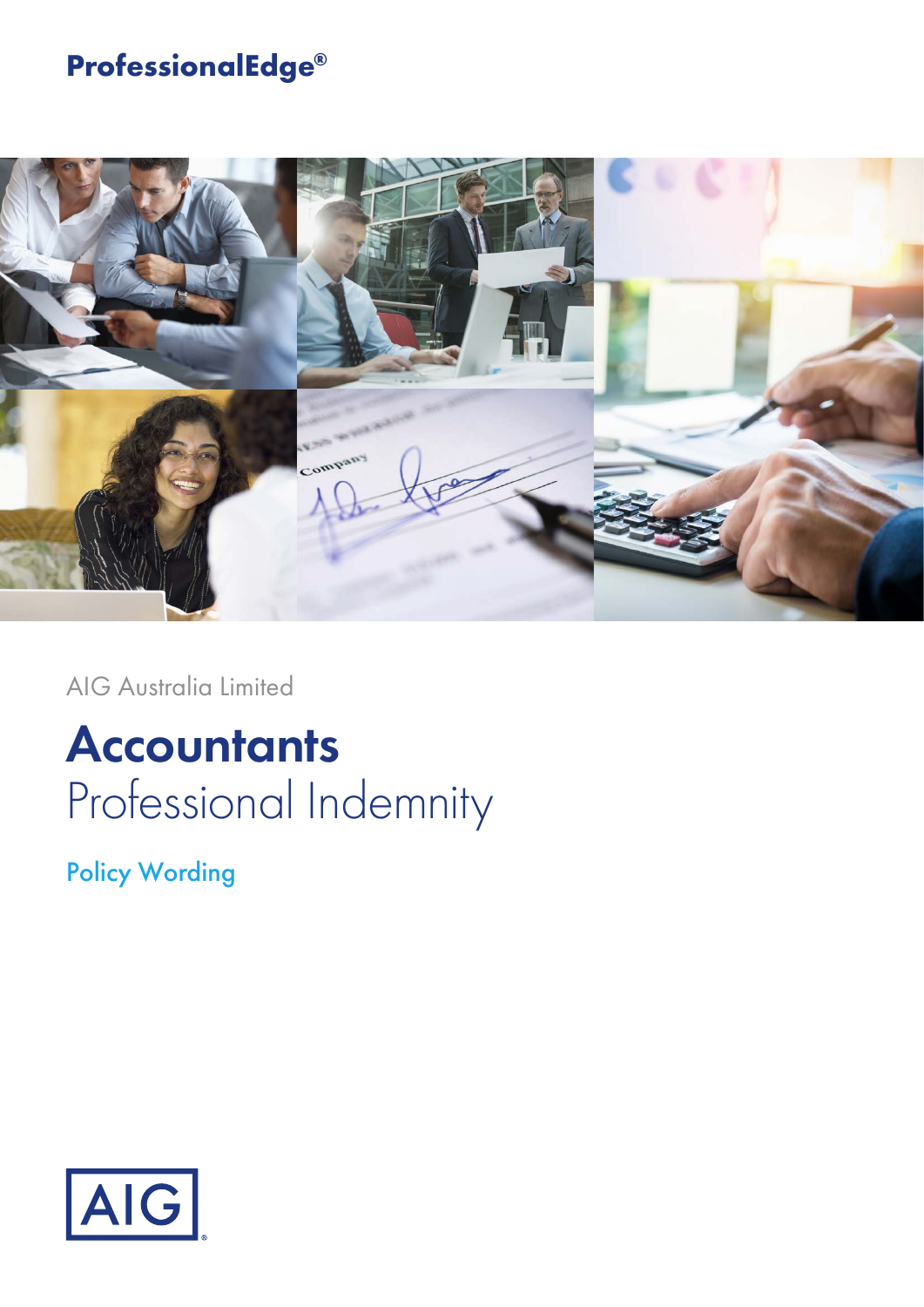**ProfessionalEdge®**

AIG Australia Limited

# Accountants
## Professional Indemnity

Policy Wording

AIG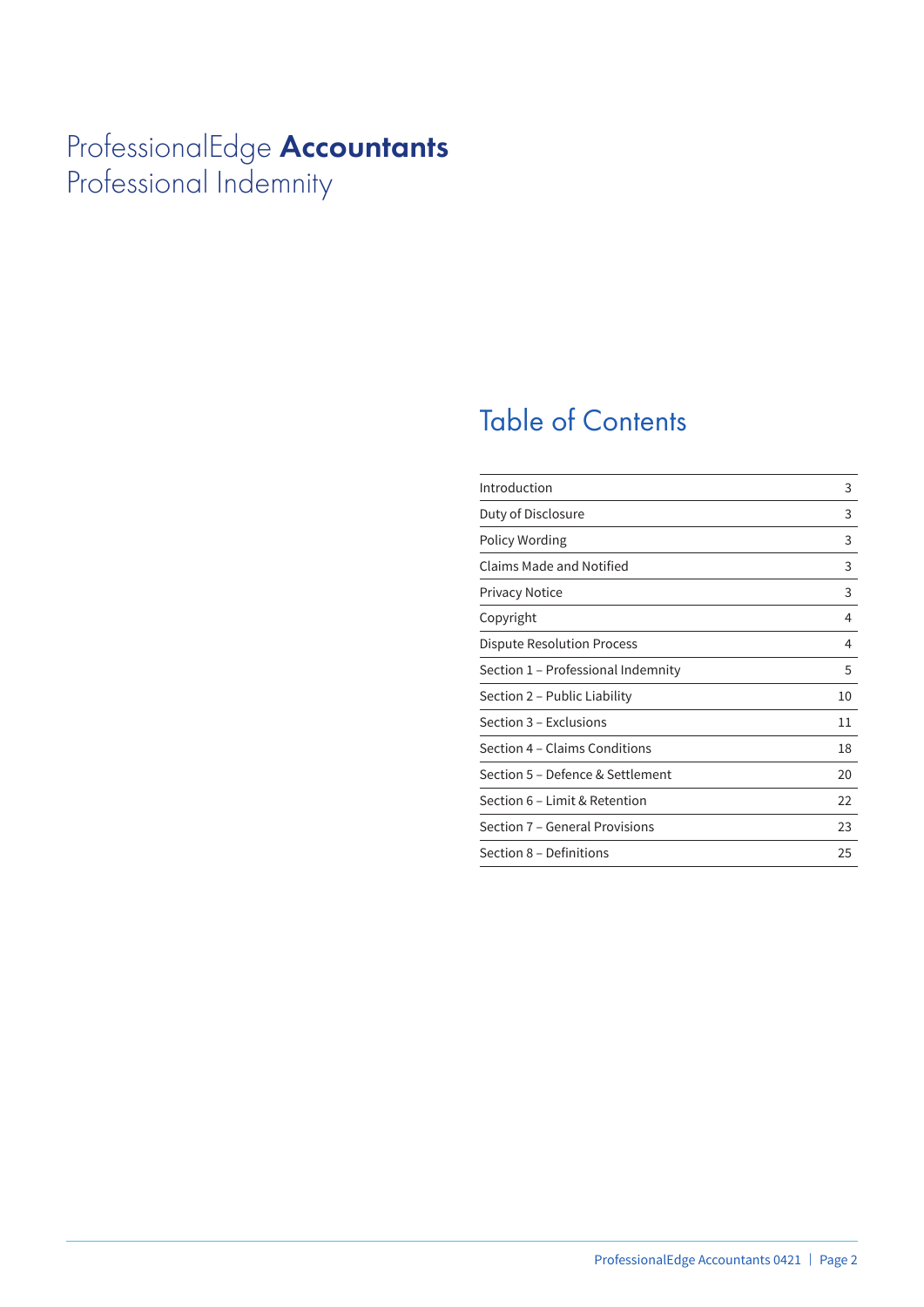# ProfessionalEdge **Accountants**
Professional Indemnity

## Table of Contents

| | |
|---|---|
| Introduction | 3 |
| Duty of Disclosure | 3 |
| Policy Wording | 3 |
| Claims Made and Notified | 3 |
| Privacy Notice | 3 |
| Copyright | 4 |
| Dispute Resolution Process | 4 |
| Section 1 – Professional Indemnity | 5 |
| Section 2 – Public Liability | 10 |
| Section 3 – Exclusions | 11 |
| Section 4 – Claims Conditions | 18 |
| Section 5 – Defence & Settlement | 20 |
| Section 6 – Limit & Retention | 22 |
| Section 7 – General Provisions | 23 |
| Section 8 – Definitions | 25 |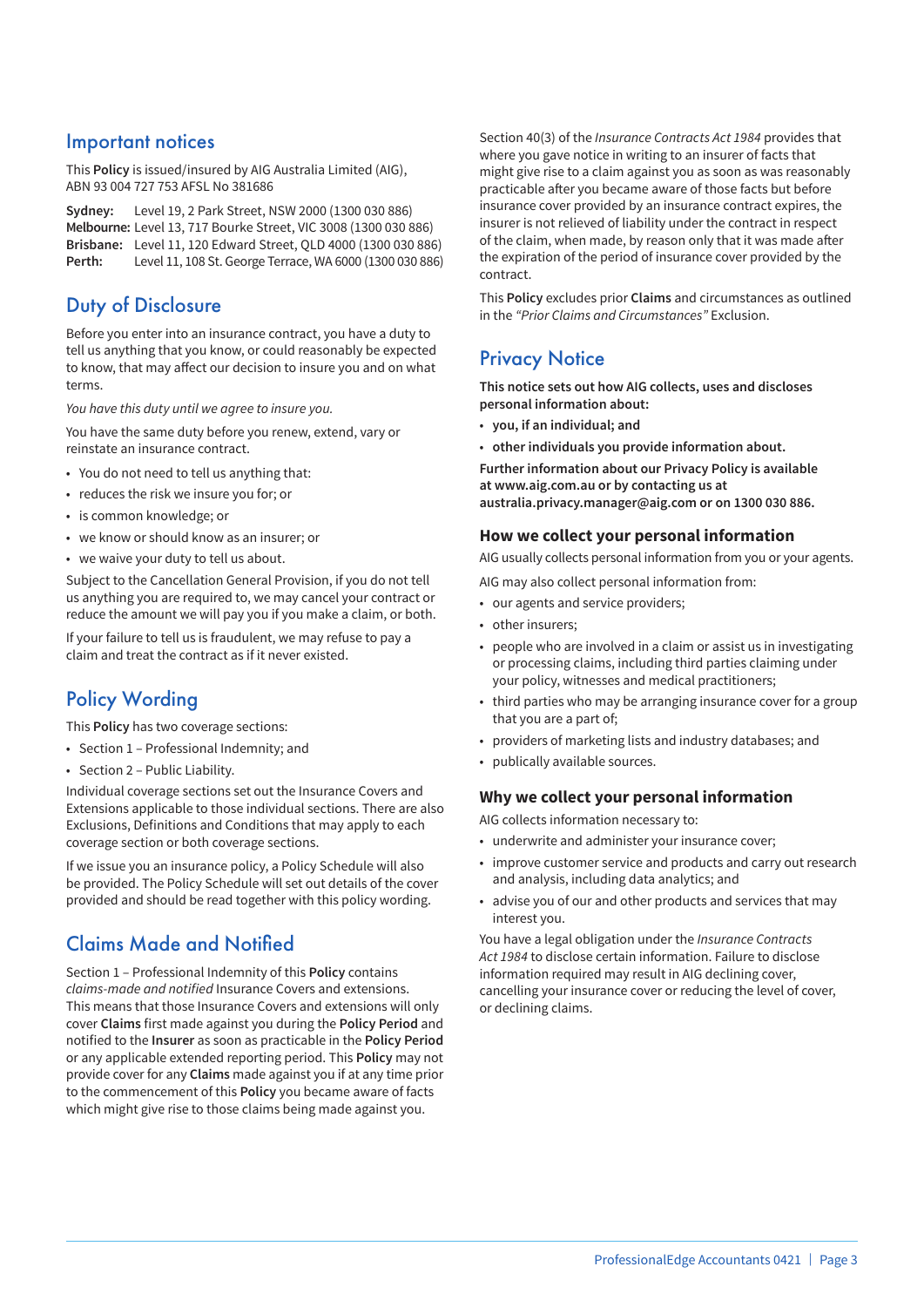## Important notices

This **Policy** is issued/insured by AIG Australia Limited (AIG), ABN 93 004 727 753 AFSL No 381686

**Sydney:** Level 19, 2 Park Street, NSW 2000 (1300 030 886)
**Melbourne:** Level 13, 717 Bourke Street, VIC 3008 (1300 030 886)
**Brisbane:** Level 11, 120 Edward Street, QLD 4000 (1300 030 886)
**Perth:** Level 11, 108 St. George Terrace, WA 6000 (1300 030 886)

## Duty of Disclosure

Before you enter into an insurance contract, you have a duty to tell us anything that you know, or could reasonably be expected to know, that may affect our decision to insure you and on what terms.

*You have this duty until we agree to insure you.*

You have the same duty before you renew, extend, vary or reinstate an insurance contract.

- You do not need to tell us anything that:
- reduces the risk we insure you for; or
- is common knowledge; or
- we know or should know as an insurer; or
- we waive your duty to tell us about.

Subject to the Cancellation General Provision, if you do not tell us anything you are required to, we may cancel your contract or reduce the amount we will pay you if you make a claim, or both.

If your failure to tell us is fraudulent, we may refuse to pay a claim and treat the contract as if it never existed.

## Policy Wording

This **Policy** has two coverage sections:

- Section 1 – Professional Indemnity; and
- Section 2 – Public Liability.

Individual coverage sections set out the Insurance Covers and Extensions applicable to those individual sections. There are also Exclusions, Definitions and Conditions that may apply to each coverage section or both coverage sections.

If we issue you an insurance policy, a Policy Schedule will also be provided. The Policy Schedule will set out details of the cover provided and should be read together with this policy wording.

## Claims Made and Notified

Section 1 – Professional Indemnity of this **Policy** contains *claims-made and notified* Insurance Covers and extensions. This means that those Insurance Covers and extensions will only cover **Claims** first made against you during the **Policy Period** and notified to the **Insurer** as soon as practicable in the **Policy Period** or any applicable extended reporting period. This **Policy** may not provide cover for any **Claims** made against you if at any time prior to the commencement of this **Policy** you became aware of facts which might give rise to those claims being made against you.

Section 40(3) of the *Insurance Contracts Act 1984* provides that where you gave notice in writing to an insurer of facts that might give rise to a claim against you as soon as was reasonably practicable after you became aware of those facts but before insurance cover provided by an insurance contract expires, the insurer is not relieved of liability under the contract in respect of the claim, when made, by reason only that it was made after the expiration of the period of insurance cover provided by the contract.

This **Policy** excludes prior **Claims** and circumstances as outlined in the *"Prior Claims and Circumstances"* Exclusion.

## Privacy Notice

**This notice sets out how AIG collects, uses and discloses personal information about:**

- **you, if an individual; and**
- **other individuals you provide information about.**

**Further information about our Privacy Policy is available at www.aig.com.au or by contacting us at australia.privacy.manager@aig.com or on 1300 030 886.**

### How we collect your personal information

AIG usually collects personal information from you or your agents.

AIG may also collect personal information from:

- our agents and service providers;
- other insurers;
- people who are involved in a claim or assist us in investigating or processing claims, including third parties claiming under your policy, witnesses and medical practitioners;
- third parties who may be arranging insurance cover for a group that you are a part of;
- providers of marketing lists and industry databases; and
- publically available sources.

### Why we collect your personal information

AIG collects information necessary to:

- underwrite and administer your insurance cover;
- improve customer service and products and carry out research and analysis, including data analytics; and
- advise you of our and other products and services that may interest you.

You have a legal obligation under the *Insurance Contracts Act 1984* to disclose certain information. Failure to disclose information required may result in AIG declining cover, cancelling your insurance cover or reducing the level of cover, or declining claims.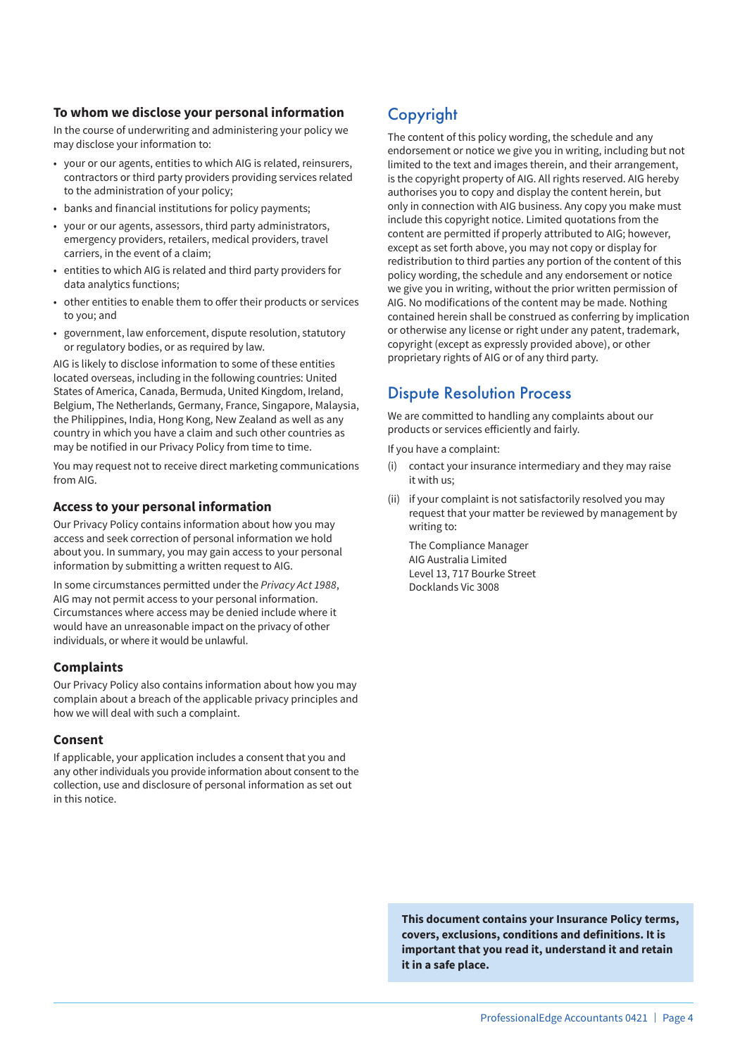### To whom we disclose your personal information

In the course of underwriting and administering your policy we may disclose your information to:

- your or our agents, entities to which AIG is related, reinsurers, contractors or third party providers providing services related to the administration of your policy;
- banks and financial institutions for policy payments;
- your or our agents, assessors, third party administrators, emergency providers, retailers, medical providers, travel carriers, in the event of a claim;
- entities to which AIG is related and third party providers for data analytics functions;
- other entities to enable them to offer their products or services to you; and
- government, law enforcement, dispute resolution, statutory or regulatory bodies, or as required by law.

AIG is likely to disclose information to some of these entities located overseas, including in the following countries: United States of America, Canada, Bermuda, United Kingdom, Ireland, Belgium, The Netherlands, Germany, France, Singapore, Malaysia, the Philippines, India, Hong Kong, New Zealand as well as any country in which you have a claim and such other countries as may be notified in our Privacy Policy from time to time.

You may request not to receive direct marketing communications from AIG.

### Access to your personal information

Our Privacy Policy contains information about how you may access and seek correction of personal information we hold about you. In summary, you may gain access to your personal information by submitting a written request to AIG.

In some circumstances permitted under the *Privacy Act 1988*, AIG may not permit access to your personal information. Circumstances where access may be denied include where it would have an unreasonable impact on the privacy of other individuals, or where it would be unlawful.

### Complaints

Our Privacy Policy also contains information about how you may complain about a breach of the applicable privacy principles and how we will deal with such a complaint.

### Consent

If applicable, your application includes a consent that you and any other individuals you provide information about consent to the collection, use and disclosure of personal information as set out in this notice.

## Copyright

The content of this policy wording, the schedule and any endorsement or notice we give you in writing, including but not limited to the text and images therein, and their arrangement, is the copyright property of AIG. All rights reserved. AIG hereby authorises you to copy and display the content herein, but only in connection with AIG business. Any copy you make must include this copyright notice. Limited quotations from the content are permitted if properly attributed to AIG; however, except as set forth above, you may not copy or display for redistribution to third parties any portion of the content of this policy wording, the schedule and any endorsement or notice we give you in writing, without the prior written permission of AIG. No modifications of the content may be made. Nothing contained herein shall be construed as conferring by implication or otherwise any license or right under any patent, trademark, copyright (except as expressly provided above), or other proprietary rights of AIG or of any third party.

## Dispute Resolution Process

We are committed to handling any complaints about our products or services efficiently and fairly.

If you have a complaint:

(i) contact your insurance intermediary and they may raise it with us;

(ii) if your complaint is not satisfactorily resolved you may request that your matter be reviewed by management by writing to:

The Compliance Manager
AIG Australia Limited
Level 13, 717 Bourke Street
Docklands Vic 3008

**This document contains your Insurance Policy terms, covers, exclusions, conditions and definitions. It is important that you read it, understand it and retain it in a safe place.**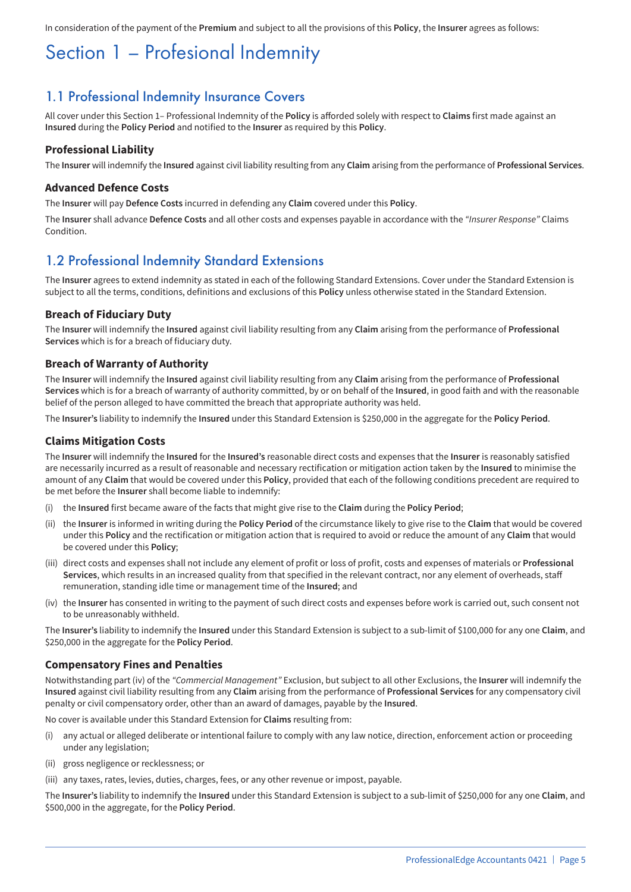In consideration of the payment of the **Premium** and subject to all the provisions of this **Policy**, the **Insurer** agrees as follows:

# Section 1 – Profesional Indemnity

## 1.1 Professional Indemnity Insurance Covers

All cover under this Section 1– Professional Indemnity of the **Policy** is afforded solely with respect to **Claims** first made against an **Insured** during the **Policy Period** and notified to the **Insurer** as required by this **Policy**.

### Professional Liability

The **Insurer** will indemnify the **Insured** against civil liability resulting from any **Claim** arising from the performance of **Professional Services**.

### Advanced Defence Costs

The **Insurer** will pay **Defence Costs** incurred in defending any **Claim** covered under this **Policy**.

The **Insurer** shall advance **Defence Costs** and all other costs and expenses payable in accordance with the *"Insurer Response"* Claims Condition.

## 1.2 Professional Indemnity Standard Extensions

The **Insurer** agrees to extend indemnity as stated in each of the following Standard Extensions. Cover under the Standard Extension is subject to all the terms, conditions, definitions and exclusions of this **Policy** unless otherwise stated in the Standard Extension.

### Breach of Fiduciary Duty

The **Insurer** will indemnify the **Insured** against civil liability resulting from any **Claim** arising from the performance of **Professional Services** which is for a breach of fiduciary duty.

### Breach of Warranty of Authority

The **Insurer** will indemnify the **Insured** against civil liability resulting from any **Claim** arising from the performance of **Professional Services** which is for a breach of warranty of authority committed, by or on behalf of the **Insured**, in good faith and with the reasonable belief of the person alleged to have committed the breach that appropriate authority was held.

The **Insurer's** liability to indemnify the **Insured** under this Standard Extension is $250,000 in the aggregate for the **Policy Period**.

### Claims Mitigation Costs

The **Insurer** will indemnify the **Insured** for the **Insured's** reasonable direct costs and expenses that the **Insurer** is reasonably satisfied are necessarily incurred as a result of reasonable and necessary rectification or mitigation action taken by the **Insured** to minimise the amount of any **Claim** that would be covered under this **Policy**, provided that each of the following conditions precedent are required to be met before the **Insurer** shall become liable to indemnify:

(i) the **Insured** first became aware of the facts that might give rise to the **Claim** during the **Policy Period**;

(ii) the **Insurer** is informed in writing during the **Policy Period** of the circumstance likely to give rise to the **Claim** that would be covered under this **Policy** and the rectification or mitigation action that is required to avoid or reduce the amount of any **Claim** that would be covered under this **Policy**;

(iii) direct costs and expenses shall not include any element of profit or loss of profit, costs and expenses of materials or **Professional Services**, which results in an increased quality from that specified in the relevant contract, nor any element of overheads, staff remuneration, standing idle time or management time of the **Insured**; and

(iv) the **Insurer** has consented in writing to the payment of such direct costs and expenses before work is carried out, such consent not to be unreasonably withheld.

The **Insurer's** liability to indemnify the **Insured** under this Standard Extension is subject to a sub-limit of $100,000 for any one **Claim**, and $250,000 in the aggregate for the **Policy Period**.

### Compensatory Fines and Penalties

Notwithstanding part (iv) of the *"Commercial Management"* Exclusion, but subject to all other Exclusions, the **Insurer** will indemnify the **Insured** against civil liability resulting from any **Claim** arising from the performance of **Professional Services** for any compensatory civil penalty or civil compensatory order, other than an award of damages, payable by the **Insured**.

No cover is available under this Standard Extension for **Claims** resulting from:

(i) any actual or alleged deliberate or intentional failure to comply with any law notice, direction, enforcement action or proceeding under any legislation;

(ii) gross negligence or recklessness; or

(iii) any taxes, rates, levies, duties, charges, fees, or any other revenue or impost, payable.

The **Insurer's** liability to indemnify the **Insured** under this Standard Extension is subject to a sub-limit of $250,000 for any one **Claim**, and $500,000 in the aggregate, for the **Policy Period**.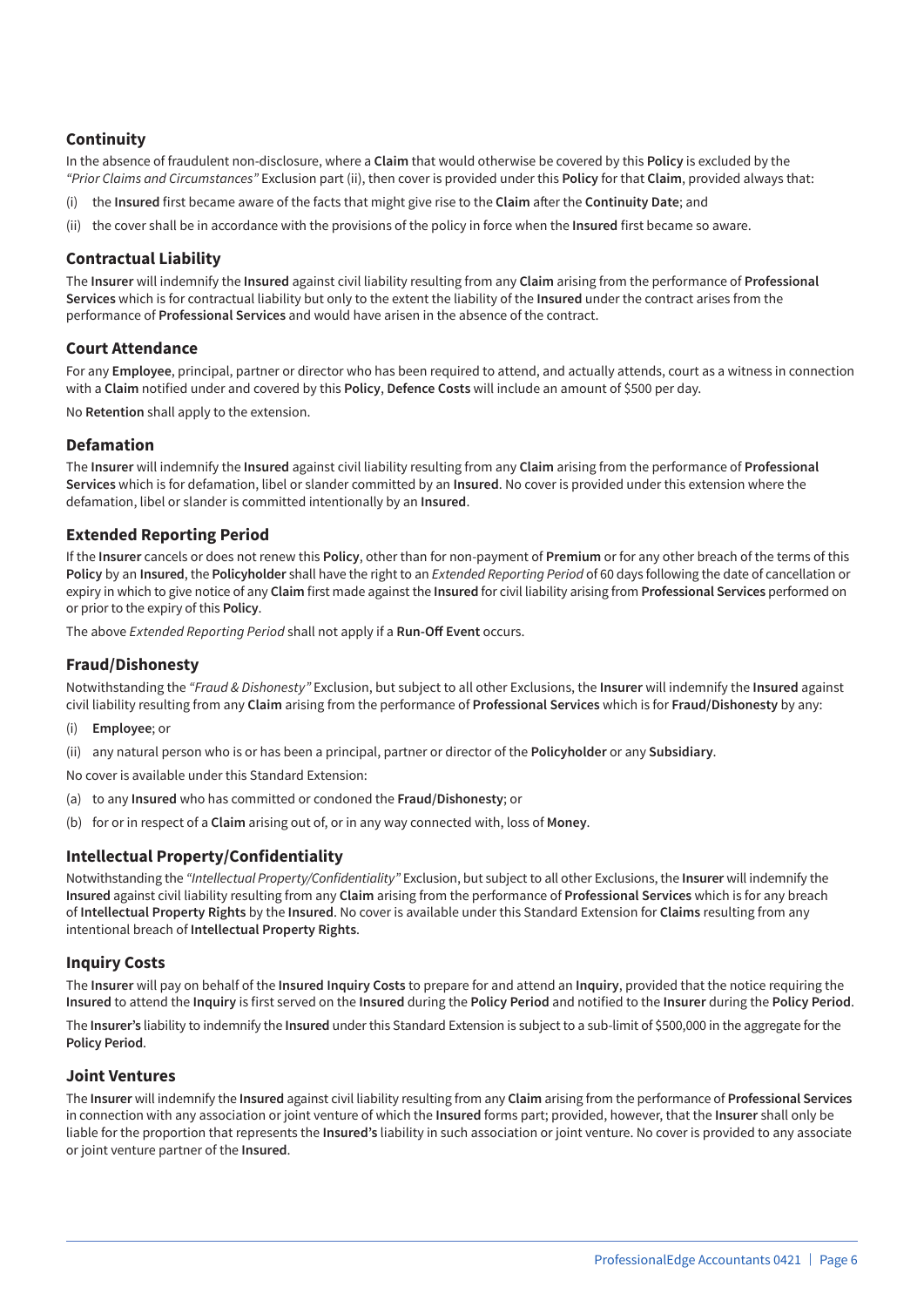### Continuity

In the absence of fraudulent non-disclosure, where a **Claim** that would otherwise be covered by this **Policy** is excluded by the *"Prior Claims and Circumstances"* Exclusion part (ii), then cover is provided under this **Policy** for that **Claim**, provided always that:

(i) the **Insured** first became aware of the facts that might give rise to the **Claim** after the **Continuity Date**; and

(ii) the cover shall be in accordance with the provisions of the policy in force when the **Insured** first became so aware.

### Contractual Liability

The **Insurer** will indemnify the **Insured** against civil liability resulting from any **Claim** arising from the performance of **Professional Services** which is for contractual liability but only to the extent the liability of the **Insured** under the contract arises from the performance of **Professional Services** and would have arisen in the absence of the contract.

### Court Attendance

For any **Employee**, principal, partner or director who has been required to attend, and actually attends, court as a witness in connection with a **Claim** notified under and covered by this **Policy**, **Defence Costs** will include an amount of $500 per day.

No **Retention** shall apply to the extension.

### Defamation

The **Insurer** will indemnify the **Insured** against civil liability resulting from any **Claim** arising from the performance of **Professional Services** which is for defamation, libel or slander committed by an **Insured**. No cover is provided under this extension where the defamation, libel or slander is committed intentionally by an **Insured**.

### Extended Reporting Period

If the **Insurer** cancels or does not renew this **Policy**, other than for non-payment of **Premium** or for any other breach of the terms of this **Policy** by an **Insured**, the **Policyholder** shall have the right to an *Extended Reporting Period* of 60 days following the date of cancellation or expiry in which to give notice of any **Claim** first made against the **Insured** for civil liability arising from **Professional Services** performed on or prior to the expiry of this **Policy**.

The above *Extended Reporting Period* shall not apply if a **Run-Off Event** occurs.

### Fraud/Dishonesty

Notwithstanding the *"Fraud & Dishonesty"* Exclusion, but subject to all other Exclusions, the **Insurer** will indemnify the **Insured** against civil liability resulting from any **Claim** arising from the performance of **Professional Services** which is for **Fraud/Dishonesty** by any:

(i) **Employee**; or

(ii) any natural person who is or has been a principal, partner or director of the **Policyholder** or any **Subsidiary**.

No cover is available under this Standard Extension:

(a) to any **Insured** who has committed or condoned the **Fraud/Dishonesty**; or

(b) for or in respect of a **Claim** arising out of, or in any way connected with, loss of **Money**.

### Intellectual Property/Confidentiality

Notwithstanding the *"Intellectual Property/Confidentiality"* Exclusion, but subject to all other Exclusions, the **Insurer** will indemnify the **Insured** against civil liability resulting from any **Claim** arising from the performance of **Professional Services** which is for any breach of **Intellectual Property Rights** by the **Insured**. No cover is available under this Standard Extension for **Claims** resulting from any intentional breach of **Intellectual Property Rights**.

### Inquiry Costs

The **Insurer** will pay on behalf of the **Insured Inquiry Costs** to prepare for and attend an **Inquiry**, provided that the notice requiring the **Insured** to attend the **Inquiry** is first served on the **Insured** during the **Policy Period** and notified to the **Insurer** during the **Policy Period**.

The **Insurer's** liability to indemnify the **Insured** under this Standard Extension is subject to a sub-limit of $500,000 in the aggregate for the **Policy Period**.

### Joint Ventures

The **Insurer** will indemnify the **Insured** against civil liability resulting from any **Claim** arising from the performance of **Professional Services** in connection with any association or joint venture of which the **Insured** forms part; provided, however, that the **Insurer** shall only be liable for the proportion that represents the **Insured's** liability in such association or joint venture. No cover is provided to any associate or joint venture partner of the **Insured**.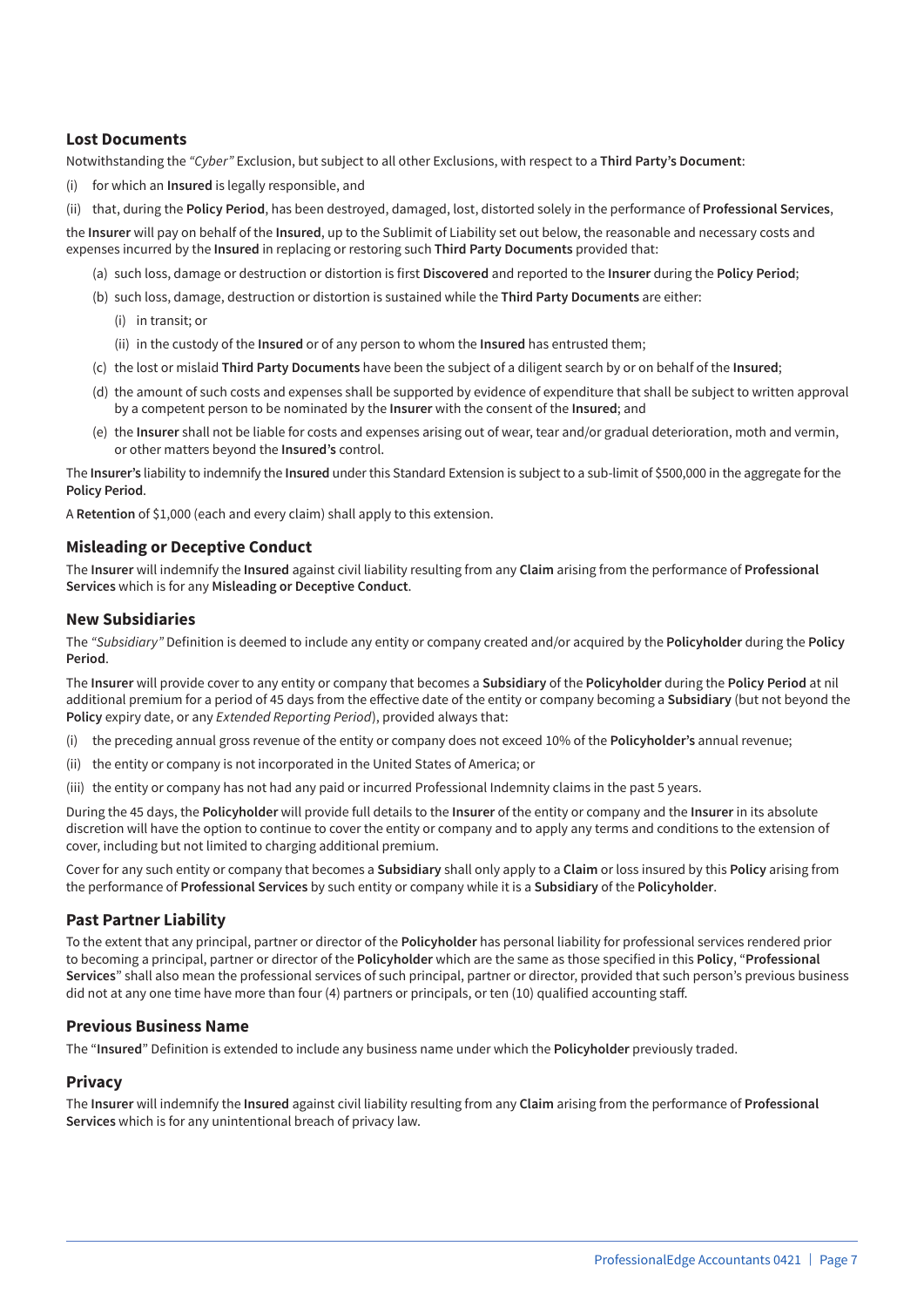### Lost Documents

Notwithstanding the *"Cyber"* Exclusion, but subject to all other Exclusions, with respect to a **Third Party's Document**:

(i) for which an **Insured** is legally responsible, and

(ii) that, during the **Policy Period**, has been destroyed, damaged, lost, distorted solely in the performance of **Professional Services**,

the **Insurer** will pay on behalf of the **Insured**, up to the Sublimit of Liability set out below, the reasonable and necessary costs and expenses incurred by the **Insured** in replacing or restoring such **Third Party Documents** provided that:

(a) such loss, damage or destruction or distortion is first **Discovered** and reported to the **Insurer** during the **Policy Period**;

(b) such loss, damage, destruction or distortion is sustained while the **Third Party Documents** are either:

  (i) in transit; or

  (ii) in the custody of the **Insured** or of any person to whom the **Insured** has entrusted them;

(c) the lost or mislaid **Third Party Documents** have been the subject of a diligent search by or on behalf of the **Insured**;

(d) the amount of such costs and expenses shall be supported by evidence of expenditure that shall be subject to written approval by a competent person to be nominated by the **Insurer** with the consent of the **Insured**; and

(e) the **Insurer** shall not be liable for costs and expenses arising out of wear, tear and/or gradual deterioration, moth and vermin, or other matters beyond the **Insured's** control.

The **Insurer's** liability to indemnify the **Insured** under this Standard Extension is subject to a sub-limit of $500,000 in the aggregate for the **Policy Period**.

A **Retention** of $1,000 (each and every claim) shall apply to this extension.

### Misleading or Deceptive Conduct

The **Insurer** will indemnify the **Insured** against civil liability resulting from any **Claim** arising from the performance of **Professional Services** which is for any **Misleading or Deceptive Conduct**.

### New Subsidiaries

The *"Subsidiary"* Definition is deemed to include any entity or company created and/or acquired by the **Policyholder** during the **Policy Period**.

The **Insurer** will provide cover to any entity or company that becomes a **Subsidiary** of the **Policyholder** during the **Policy Period** at nil additional premium for a period of 45 days from the effective date of the entity or company becoming a **Subsidiary** (but not beyond the **Policy** expiry date, or any *Extended Reporting Period*), provided always that:

(i) the preceding annual gross revenue of the entity or company does not exceed 10% of the **Policyholder's** annual revenue;

(ii) the entity or company is not incorporated in the United States of America; or

(iii) the entity or company has not had any paid or incurred Professional Indemnity claims in the past 5 years.

During the 45 days, the **Policyholder** will provide full details to the **Insurer** of the entity or company and the **Insurer** in its absolute discretion will have the option to continue to cover the entity or company and to apply any terms and conditions to the extension of cover, including but not limited to charging additional premium.

Cover for any such entity or company that becomes a **Subsidiary** shall only apply to a **Claim** or loss insured by this **Policy** arising from the performance of **Professional Services** by such entity or company while it is a **Subsidiary** of the **Policyholder**.

### Past Partner Liability

To the extent that any principal, partner or director of the **Policyholder** has personal liability for professional services rendered prior to becoming a principal, partner or director of the **Policyholder** which are the same as those specified in this **Policy**, "**Professional Services**" shall also mean the professional services of such principal, partner or director, provided that such person's previous business did not at any one time have more than four (4) partners or principals, or ten (10) qualified accounting staff.

### Previous Business Name

The "**Insured**" Definition is extended to include any business name under which the **Policyholder** previously traded.

### Privacy

The **Insurer** will indemnify the **Insured** against civil liability resulting from any **Claim** arising from the performance of **Professional Services** which is for any unintentional breach of privacy law.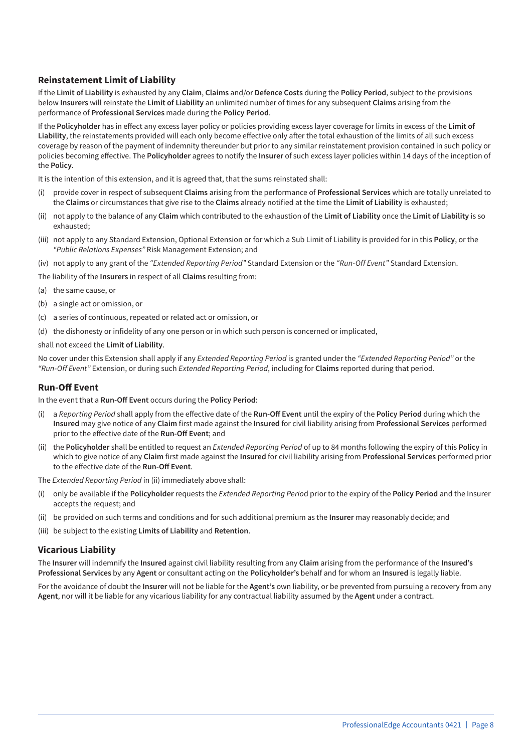### Reinstatement Limit of Liability

If the **Limit of Liability** is exhausted by any **Claim**, **Claims** and/or **Defence Costs** during the **Policy Period**, subject to the provisions below **Insurers** will reinstate the **Limit of Liability** an unlimited number of times for any subsequent **Claims** arising from the performance of **Professional Services** made during the **Policy Period**.

If the **Policyholder** has in effect any excess layer policy or policies providing excess layer coverage for limits in excess of the **Limit of Liability**, the reinstatements provided will each only become effective only after the total exhaustion of the limits of all such excess coverage by reason of the payment of indemnity thereunder but prior to any similar reinstatement provision contained in such policy or policies becoming effective. The **Policyholder** agrees to notify the **Insurer** of such excess layer policies within 14 days of the inception of the **Policy**.

It is the intention of this extension, and it is agreed that, that the sums reinstated shall:

(i) provide cover in respect of subsequent **Claims** arising from the performance of **Professional Services** which are totally unrelated to the **Claims** or circumstances that give rise to the **Claims** already notified at the time the **Limit of Liability** is exhausted;

(ii) not apply to the balance of any **Claim** which contributed to the exhaustion of the **Limit of Liability** once the **Limit of Liability** is so exhausted;

(iii) not apply to any Standard Extension, Optional Extension or for which a Sub Limit of Liability is provided for in this **Policy**, or the *"Public Relations Expenses"* Risk Management Extension; and

(iv) not apply to any grant of the *"Extended Reporting Period"* Standard Extension or the *"Run-Off Event"* Standard Extension.

The liability of the **Insurers** in respect of all **Claims** resulting from:

(a) the same cause, or

(b) a single act or omission, or

(c) a series of continuous, repeated or related act or omission, or

(d) the dishonesty or infidelity of any one person or in which such person is concerned or implicated,

shall not exceed the **Limit of Liability**.

No cover under this Extension shall apply if any *Extended Reporting Period* is granted under the *"Extended Reporting Period"* or the *"Run-Off Event"* Extension, or during such *Extended Reporting Period*, including for **Claims** reported during that period.

### Run-Off Event

In the event that a **Run-Off Event** occurs during the **Policy Period**:

(i) a *Reporting Period* shall apply from the effective date of the **Run-Off Event** until the expiry of the **Policy Period** during which the **Insured** may give notice of any **Claim** first made against the **Insured** for civil liability arising from **Professional Services** performed prior to the effective date of the **Run-Off Event**; and

(ii) the **Policyholder** shall be entitled to request an *Extended Reporting Period* of up to 84 months following the expiry of this **Policy** in which to give notice of any **Claim** first made against the **Insured** for civil liability arising from **Professional Services** performed prior to the effective date of the **Run-Off Event**.

The *Extended Reporting Period* in (ii) immediately above shall:

(i) only be available if the **Policyholder** requests the *Extended Reporting Perio*d prior to the expiry of the **Policy Period** and the Insurer accepts the request; and

(ii) be provided on such terms and conditions and for such additional premium as the **Insurer** may reasonably decide; and

(iii) be subject to the existing **Limits of Liability** and **Retention**.

### Vicarious Liability

The **Insurer** will indemnify the **Insured** against civil liability resulting from any **Claim** arising from the performance of the **Insured's Professional Services** by any **Agent** or consultant acting on the **Policyholder's** behalf and for whom an **Insured** is legally liable.

For the avoidance of doubt the **Insurer** will not be liable for the **Agent's** own liability, or be prevented from pursuing a recovery from any **Agent**, nor will it be liable for any vicarious liability for any contractual liability assumed by the **Agent** under a contract.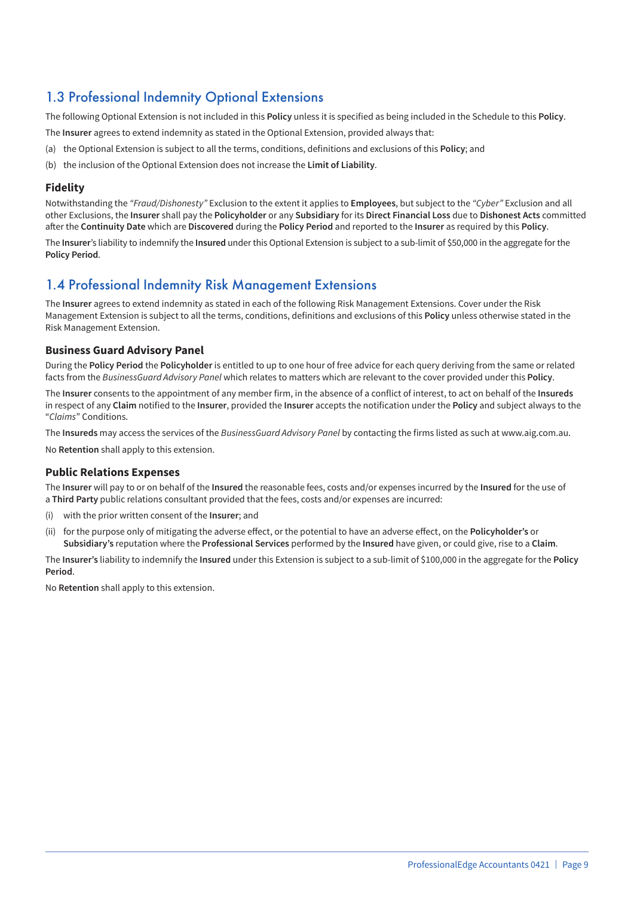## 1.3 Professional Indemnity Optional Extensions

The following Optional Extension is not included in this **Policy** unless it is specified as being included in the Schedule to this **Policy**.

The **Insurer** agrees to extend indemnity as stated in the Optional Extension, provided always that:

(a) the Optional Extension is subject to all the terms, conditions, definitions and exclusions of this **Policy**; and

(b) the inclusion of the Optional Extension does not increase the **Limit of Liability**.

### Fidelity

Notwithstanding the *"Fraud/Dishonesty"* Exclusion to the extent it applies to **Employees**, but subject to the *"Cyber"* Exclusion and all other Exclusions, the **Insurer** shall pay the **Policyholder** or any **Subsidiary** for its **Direct Financial Loss** due to **Dishonest Acts** committed after the **Continuity Date** which are **Discovered** during the **Policy Period** and reported to the **Insurer** as required by this **Policy**.

The **Insurer**'s liability to indemnify the **Insured** under this Optional Extension is subject to a sub-limit of $50,000 in the aggregate for the **Policy Period**.

## 1.4 Professional Indemnity Risk Management Extensions

The **Insurer** agrees to extend indemnity as stated in each of the following Risk Management Extensions. Cover under the Risk Management Extension is subject to all the terms, conditions, definitions and exclusions of this **Policy** unless otherwise stated in the Risk Management Extension.

### Business Guard Advisory Panel

During the **Policy Period** the **Policyholder** is entitled to up to one hour of free advice for each query deriving from the same or related facts from the *BusinessGuard Advisory Panel* which relates to matters which are relevant to the cover provided under this **Policy**.

The **Insurer** consents to the appointment of any member firm, in the absence of a conflict of interest, to act on behalf of the **Insureds** in respect of any **Claim** notified to the **Insurer**, provided the **Insurer** accepts the notification under the **Policy** and subject always to the "*Claims*" Conditions.

The **Insureds** may access the services of the *BusinessGuard Advisory Panel* by contacting the firms listed as such at www.aig.com.au.

No **Retention** shall apply to this extension.

### Public Relations Expenses

The **Insurer** will pay to or on behalf of the **Insured** the reasonable fees, costs and/or expenses incurred by the **Insured** for the use of a **Third Party** public relations consultant provided that the fees, costs and/or expenses are incurred:

(i) with the prior written consent of the **Insurer**; and

(ii) for the purpose only of mitigating the adverse effect, or the potential to have an adverse effect, on the **Policyholder's** or **Subsidiary's** reputation where the **Professional Services** performed by the **Insured** have given, or could give, rise to a **Claim**.

The **Insurer's** liability to indemnify the **Insured** under this Extension is subject to a sub-limit of $100,000 in the aggregate for the **Policy Period**.

No **Retention** shall apply to this extension.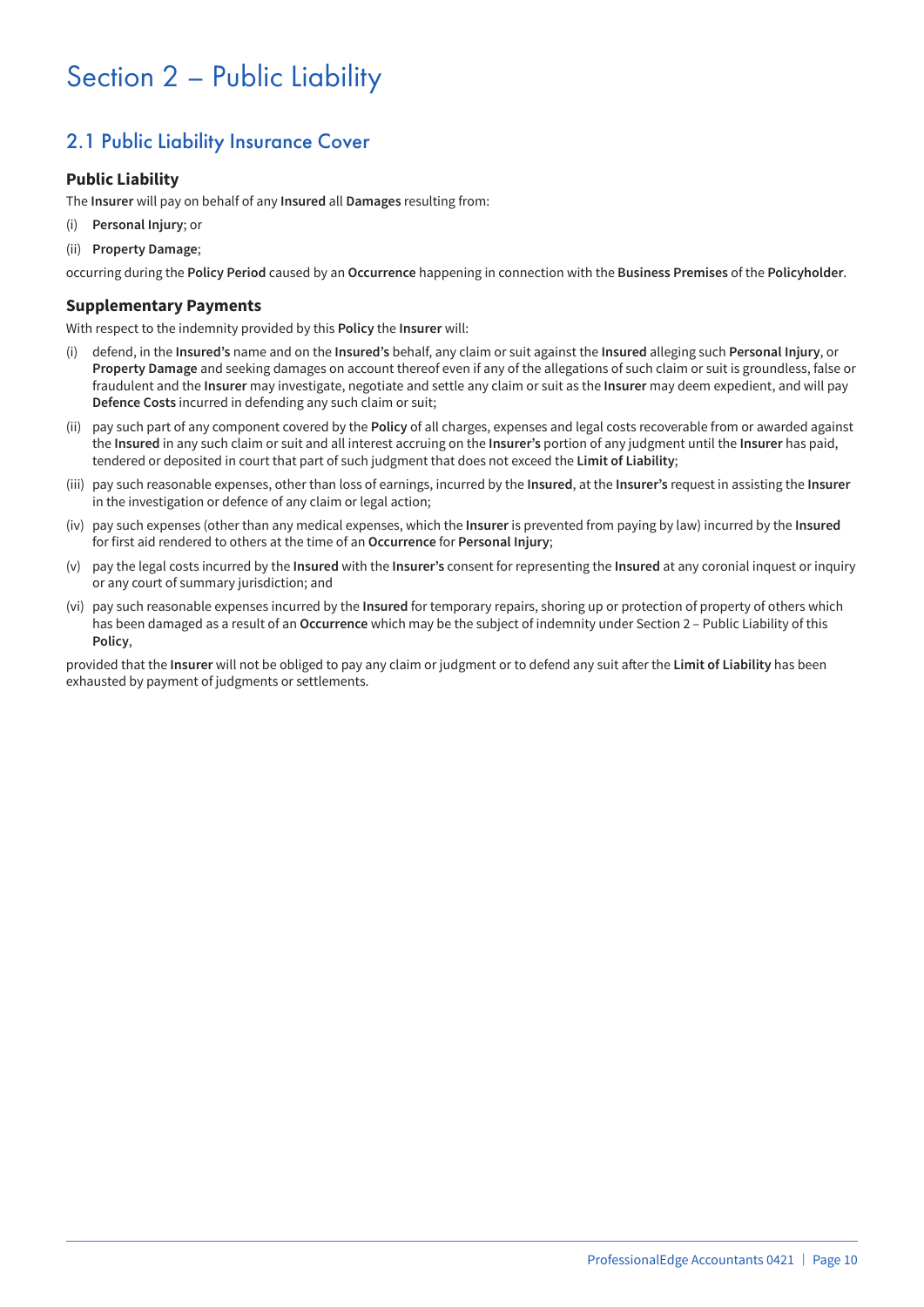# Section 2 – Public Liability

## 2.1 Public Liability Insurance Cover

### Public Liability

The **Insurer** will pay on behalf of any **Insured** all **Damages** resulting from:

(i) **Personal Injury**; or

(ii) **Property Damage**;

occurring during the **Policy Period** caused by an **Occurrence** happening in connection with the **Business Premises** of the **Policyholder**.

### Supplementary Payments

With respect to the indemnity provided by this **Policy** the **Insurer** will:

(i) defend, in the **Insured's** name and on the **Insured's** behalf, any claim or suit against the **Insured** alleging such **Personal Injury**, or **Property Damage** and seeking damages on account thereof even if any of the allegations of such claim or suit is groundless, false or fraudulent and the **Insurer** may investigate, negotiate and settle any claim or suit as the **Insurer** may deem expedient, and will pay **Defence Costs** incurred in defending any such claim or suit;

(ii) pay such part of any component covered by the **Policy** of all charges, expenses and legal costs recoverable from or awarded against the **Insured** in any such claim or suit and all interest accruing on the **Insurer's** portion of any judgment until the **Insurer** has paid, tendered or deposited in court that part of such judgment that does not exceed the **Limit of Liability**;

(iii) pay such reasonable expenses, other than loss of earnings, incurred by the **Insured**, at the **Insurer's** request in assisting the **Insurer** in the investigation or defence of any claim or legal action;

(iv) pay such expenses (other than any medical expenses, which the **Insurer** is prevented from paying by law) incurred by the **Insured** for first aid rendered to others at the time of an **Occurrence** for **Personal Injury**;

(v) pay the legal costs incurred by the **Insured** with the **Insurer's** consent for representing the **Insured** at any coronial inquest or inquiry or any court of summary jurisdiction; and

(vi) pay such reasonable expenses incurred by the **Insured** for temporary repairs, shoring up or protection of property of others which has been damaged as a result of an **Occurrence** which may be the subject of indemnity under Section 2 – Public Liability of this **Policy**,

provided that the **Insurer** will not be obliged to pay any claim or judgment or to defend any suit after the **Limit of Liability** has been exhausted by payment of judgments or settlements.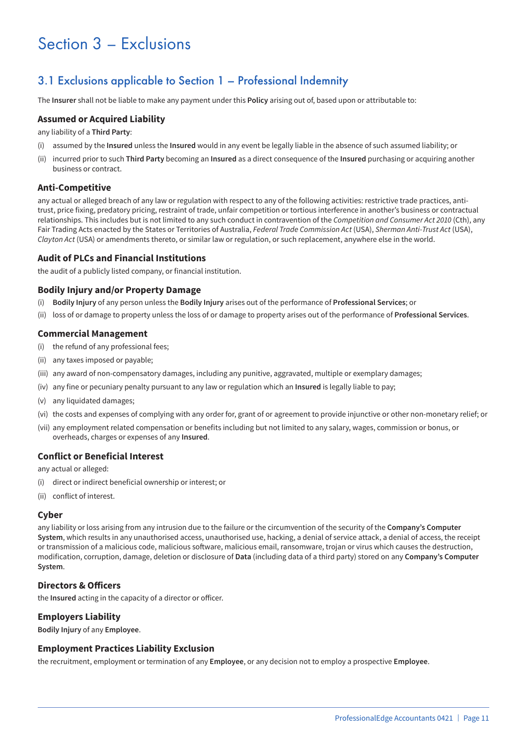# Section 3 – Exclusions

## 3.1 Exclusions applicable to Section 1 – Professional Indemnity

The **Insurer** shall not be liable to make any payment under this **Policy** arising out of, based upon or attributable to:

### Assumed or Acquired Liability

any liability of a **Third Party**:

(i) assumed by the **Insured** unless the **Insured** would in any event be legally liable in the absence of such assumed liability; or

(ii) incurred prior to such **Third Party** becoming an **Insured** as a direct consequence of the **Insured** purchasing or acquiring another business or contract.

### Anti-Competitive

any actual or alleged breach of any law or regulation with respect to any of the following activities: restrictive trade practices, anti-trust, price fixing, predatory pricing, restraint of trade, unfair competition or tortious interference in another's business or contractual relationships. This includes but is not limited to any such conduct in contravention of the *Competition and Consumer Act 2010* (Cth), any Fair Trading Acts enacted by the States or Territories of Australia, *Federal Trade Commission Act* (USA), *Sherman Anti-Trust Act* (USA), *Clayton Act* (USA) or amendments thereto, or similar law or regulation, or such replacement, anywhere else in the world.

### Audit of PLCs and Financial Institutions

the audit of a publicly listed company, or financial institution.

### Bodily Injury and/or Property Damage

(i) **Bodily Injury** of any person unless the **Bodily Injury** arises out of the performance of **Professional Services**; or

(ii) loss of or damage to property unless the loss of or damage to property arises out of the performance of **Professional Services**.

### Commercial Management

(i) the refund of any professional fees;

(ii) any taxes imposed or payable;

(iii) any award of non-compensatory damages, including any punitive, aggravated, multiple or exemplary damages;

(iv) any fine or pecuniary penalty pursuant to any law or regulation which an **Insured** is legally liable to pay;

(v) any liquidated damages;

(vi) the costs and expenses of complying with any order for, grant of or agreement to provide injunctive or other non-monetary relief; or

(vii) any employment related compensation or benefits including but not limited to any salary, wages, commission or bonus, or overheads, charges or expenses of any **Insured**.

### Conflict or Beneficial Interest

any actual or alleged:

(i) direct or indirect beneficial ownership or interest; or

(ii) conflict of interest.

### Cyber

any liability or loss arising from any intrusion due to the failure or the circumvention of the security of the **Company's Computer System**, which results in any unauthorised access, unauthorised use, hacking, a denial of service attack, a denial of access, the receipt or transmission of a malicious code, malicious software, malicious email, ransomware, trojan or virus which causes the destruction, modification, corruption, damage, deletion or disclosure of **Data** (including data of a third party) stored on any **Company's Computer System**.

### Directors & Officers

the **Insured** acting in the capacity of a director or officer.

### Employers Liability

**Bodily Injury** of any **Employee**.

### Employment Practices Liability Exclusion

the recruitment, employment or termination of any **Employee**, or any decision not to employ a prospective **Employee**.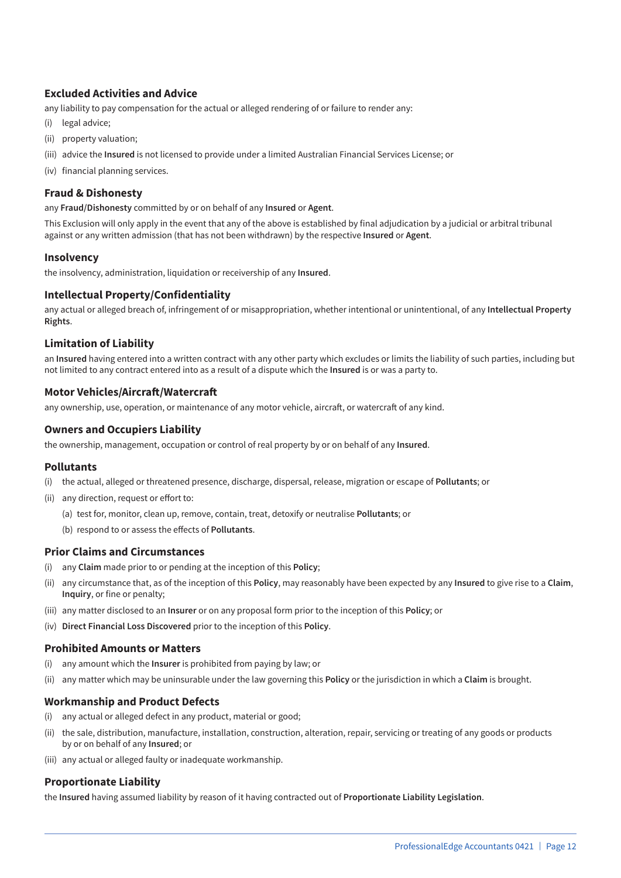### Excluded Activities and Advice

any liability to pay compensation for the actual or alleged rendering of or failure to render any:

(i) legal advice;

(ii) property valuation;

(iii) advice the **Insured** is not licensed to provide under a limited Australian Financial Services License; or

(iv) financial planning services.

### Fraud & Dishonesty

any **Fraud/Dishonesty** committed by or on behalf of any **Insured** or **Agent**.

This Exclusion will only apply in the event that any of the above is established by final adjudication by a judicial or arbitral tribunal against or any written admission (that has not been withdrawn) by the respective **Insured** or **Agent**.

### Insolvency

the insolvency, administration, liquidation or receivership of any **Insured**.

### Intellectual Property/Confidentiality

any actual or alleged breach of, infringement of or misappropriation, whether intentional or unintentional, of any **Intellectual Property Rights**.

### Limitation of Liability

an **Insured** having entered into a written contract with any other party which excludes or limits the liability of such parties, including but not limited to any contract entered into as a result of a dispute which the **Insured** is or was a party to.

### Motor Vehicles/Aircraft/Watercraft

any ownership, use, operation, or maintenance of any motor vehicle, aircraft, or watercraft of any kind.

### Owners and Occupiers Liability

the ownership, management, occupation or control of real property by or on behalf of any **Insured**.

### Pollutants

(i) the actual, alleged or threatened presence, discharge, dispersal, release, migration or escape of **Pollutants**; or

(ii) any direction, request or effort to:

  (a) test for, monitor, clean up, remove, contain, treat, detoxify or neutralise **Pollutants**; or

  (b) respond to or assess the effects of **Pollutants**.

### Prior Claims and Circumstances

(i) any **Claim** made prior to or pending at the inception of this **Policy**;

(ii) any circumstance that, as of the inception of this **Policy**, may reasonably have been expected by any **Insured** to give rise to a **Claim**, **Inquiry**, or fine or penalty;

(iii) any matter disclosed to an **Insurer** or on any proposal form prior to the inception of this **Policy**; or

(iv) **Direct Financial Loss Discovered** prior to the inception of this **Policy**.

### Prohibited Amounts or Matters

(i) any amount which the **Insurer** is prohibited from paying by law; or

(ii) any matter which may be uninsurable under the law governing this **Policy** or the jurisdiction in which a **Claim** is brought.

### Workmanship and Product Defects

(i) any actual or alleged defect in any product, material or good;

(ii) the sale, distribution, manufacture, installation, construction, alteration, repair, servicing or treating of any goods or products by or on behalf of any **Insured**; or

(iii) any actual or alleged faulty or inadequate workmanship.

### Proportionate Liability

the **Insured** having assumed liability by reason of it having contracted out of **Proportionate Liability Legislation**.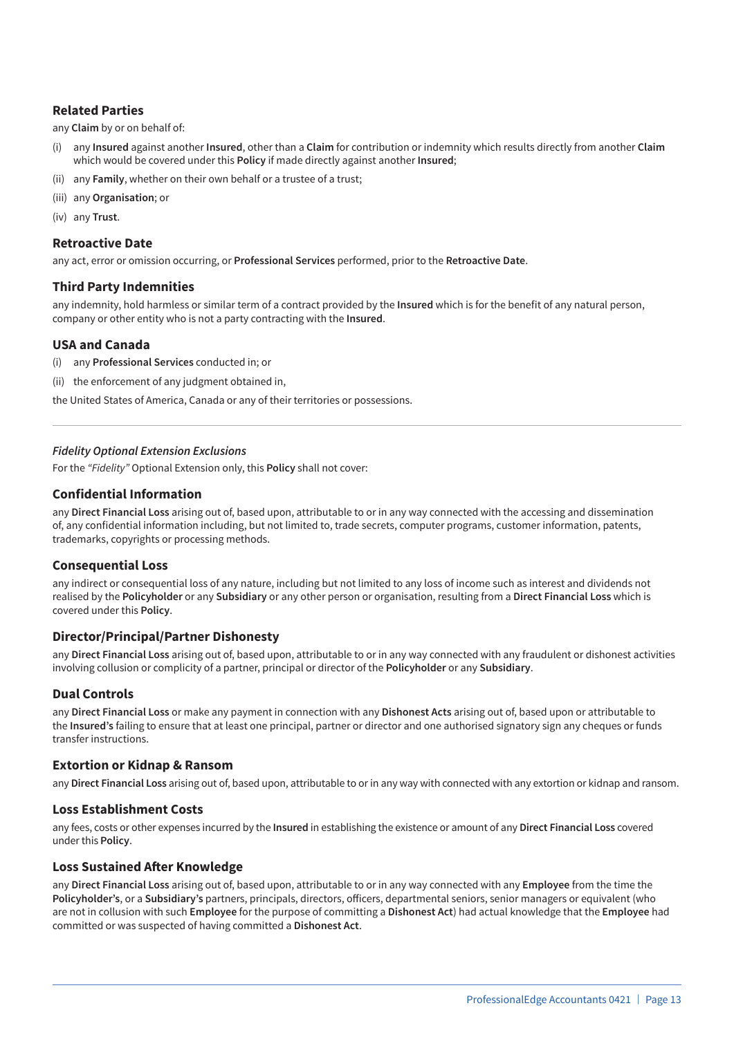### Related Parties

any **Claim** by or on behalf of:

(i) any **Insured** against another **Insured**, other than a **Claim** for contribution or indemnity which results directly from another **Claim** which would be covered under this **Policy** if made directly against another **Insured**;

(ii) any **Family**, whether on their own behalf or a trustee of a trust;

(iii) any **Organisation**; or

(iv) any **Trust**.

### Retroactive Date

any act, error or omission occurring, or **Professional Services** performed, prior to the **Retroactive Date**.

### Third Party Indemnities

any indemnity, hold harmless or similar term of a contract provided by the **Insured** which is for the benefit of any natural person, company or other entity who is not a party contracting with the **Insured**.

### USA and Canada

(i) any **Professional Services** conducted in; or

(ii) the enforcement of any judgment obtained in,

the United States of America, Canada or any of their territories or possessions.

---

*Fidelity Optional Extension Exclusions*

For the *"Fidelity"* Optional Extension only, this **Policy** shall not cover:

### Confidential Information

any **Direct Financial Loss** arising out of, based upon, attributable to or in any way connected with the accessing and dissemination of, any confidential information including, but not limited to, trade secrets, computer programs, customer information, patents, trademarks, copyrights or processing methods.

### Consequential Loss

any indirect or consequential loss of any nature, including but not limited to any loss of income such as interest and dividends not realised by the **Policyholder** or any **Subsidiary** or any other person or organisation, resulting from a **Direct Financial Loss** which is covered under this **Policy**.

### Director/Principal/Partner Dishonesty

any **Direct Financial Loss** arising out of, based upon, attributable to or in any way connected with any fraudulent or dishonest activities involving collusion or complicity of a partner, principal or director of the **Policyholder** or any **Subsidiary**.

### Dual Controls

any **Direct Financial Loss** or make any payment in connection with any **Dishonest Acts** arising out of, based upon or attributable to the **Insured's** failing to ensure that at least one principal, partner or director and one authorised signatory sign any cheques or funds transfer instructions.

### Extortion or Kidnap & Ransom

any **Direct Financial Loss** arising out of, based upon, attributable to or in any way with connected with any extortion or kidnap and ransom.

### Loss Establishment Costs

any fees, costs or other expenses incurred by the **Insured** in establishing the existence or amount of any **Direct Financial Loss** covered under this **Policy**.

### Loss Sustained After Knowledge

any **Direct Financial Loss** arising out of, based upon, attributable to or in any way connected with any **Employee** from the time the **Policyholder's**, or a **Subsidiary's** partners, principals, directors, officers, departmental seniors, senior managers or equivalent (who are not in collusion with such **Employee** for the purpose of committing a **Dishonest Act**) had actual knowledge that the **Employee** had committed or was suspected of having committed a **Dishonest Act**.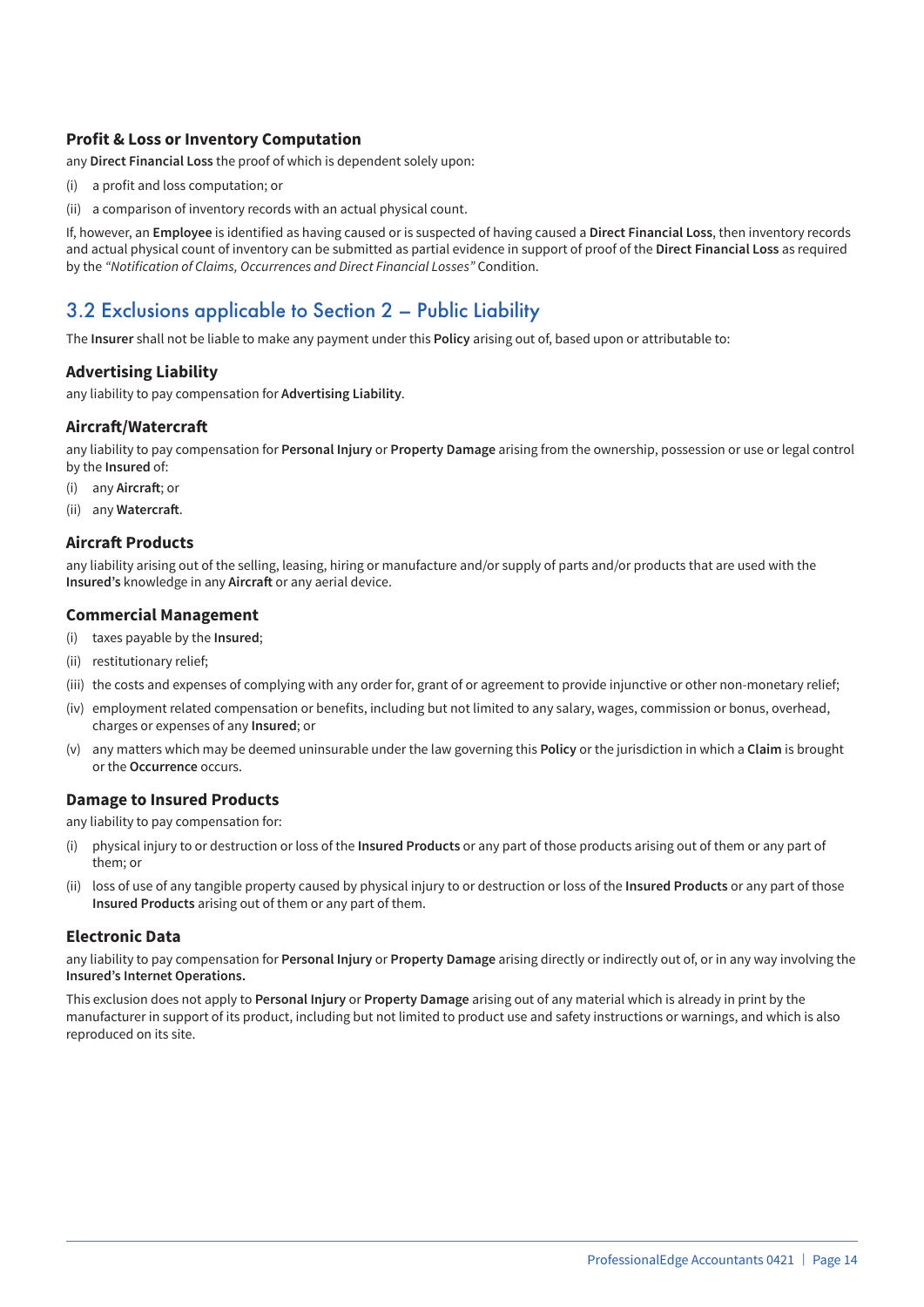### Profit & Loss or Inventory Computation

any **Direct Financial Loss** the proof of which is dependent solely upon:

(i) a profit and loss computation; or

(ii) a comparison of inventory records with an actual physical count.

If, however, an **Employee** is identified as having caused or is suspected of having caused a **Direct Financial Loss**, then inventory records and actual physical count of inventory can be submitted as partial evidence in support of proof of the **Direct Financial Loss** as required by the *"Notification of Claims, Occurrences and Direct Financial Losses"* Condition.

## 3.2 Exclusions applicable to Section 2 – Public Liability

The **Insurer** shall not be liable to make any payment under this **Policy** arising out of, based upon or attributable to:

### Advertising Liability

any liability to pay compensation for **Advertising Liability**.

### Aircraft/Watercraft

any liability to pay compensation for **Personal Injury** or **Property Damage** arising from the ownership, possession or use or legal control by the **Insured** of:

(i) any **Aircraft**; or

(ii) any **Watercraft**.

### Aircraft Products

any liability arising out of the selling, leasing, hiring or manufacture and/or supply of parts and/or products that are used with the **Insured's** knowledge in any **Aircraft** or any aerial device.

### Commercial Management

(i) taxes payable by the **Insured**;

(ii) restitutionary relief;

(iii) the costs and expenses of complying with any order for, grant of or agreement to provide injunctive or other non-monetary relief;

(iv) employment related compensation or benefits, including but not limited to any salary, wages, commission or bonus, overhead, charges or expenses of any **Insured**; or

(v) any matters which may be deemed uninsurable under the law governing this **Policy** or the jurisdiction in which a **Claim** is brought or the **Occurrence** occurs.

### Damage to Insured Products

any liability to pay compensation for:

(i) physical injury to or destruction or loss of the **Insured Products** or any part of those products arising out of them or any part of them; or

(ii) loss of use of any tangible property caused by physical injury to or destruction or loss of the **Insured Products** or any part of those **Insured Products** arising out of them or any part of them.

### Electronic Data

any liability to pay compensation for **Personal Injury** or **Property Damage** arising directly or indirectly out of, or in any way involving the **Insured's Internet Operations.**

This exclusion does not apply to **Personal Injury** or **Property Damage** arising out of any material which is already in print by the manufacturer in support of its product, including but not limited to product use and safety instructions or warnings, and which is also reproduced on its site.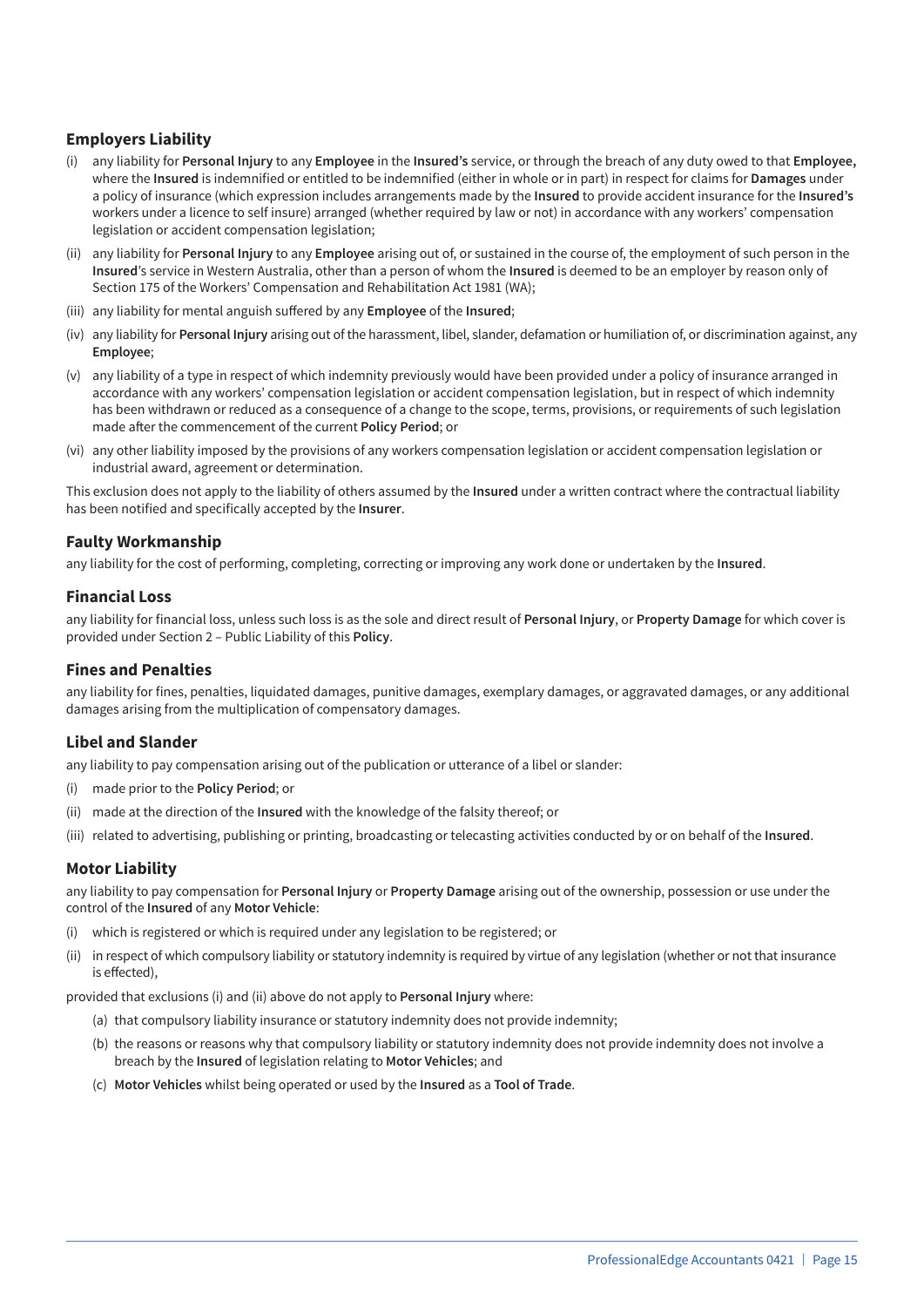### Employers Liability

(i) any liability for **Personal Injury** to any **Employee** in the **Insured's** service, or through the breach of any duty owed to that **Employee,** where the **Insured** is indemnified or entitled to be indemnified (either in whole or in part) in respect for claims for **Damages** under a policy of insurance (which expression includes arrangements made by the **Insured** to provide accident insurance for the **Insured's** workers under a licence to self insure) arranged (whether required by law or not) in accordance with any workers' compensation legislation or accident compensation legislation;

(ii) any liability for **Personal Injury** to any **Employee** arising out of, or sustained in the course of, the employment of such person in the **Insured**'s service in Western Australia, other than a person of whom the **Insured** is deemed to be an employer by reason only of Section 175 of the Workers' Compensation and Rehabilitation Act 1981 (WA);

(iii) any liability for mental anguish suffered by any **Employee** of the **Insured**;

(iv) any liability for **Personal Injury** arising out of the harassment, libel, slander, defamation or humiliation of, or discrimination against, any **Employee**;

(v) any liability of a type in respect of which indemnity previously would have been provided under a policy of insurance arranged in accordance with any workers' compensation legislation or accident compensation legislation, but in respect of which indemnity has been withdrawn or reduced as a consequence of a change to the scope, terms, provisions, or requirements of such legislation made after the commencement of the current **Policy Period**; or

(vi) any other liability imposed by the provisions of any workers compensation legislation or accident compensation legislation or industrial award, agreement or determination.

This exclusion does not apply to the liability of others assumed by the **Insured** under a written contract where the contractual liability has been notified and specifically accepted by the **Insurer**.

### Faulty Workmanship

any liability for the cost of performing, completing, correcting or improving any work done or undertaken by the **Insured**.

### Financial Loss

any liability for financial loss, unless such loss is as the sole and direct result of **Personal Injury**, or **Property Damage** for which cover is provided under Section 2 – Public Liability of this **Policy**.

### Fines and Penalties

any liability for fines, penalties, liquidated damages, punitive damages, exemplary damages, or aggravated damages, or any additional damages arising from the multiplication of compensatory damages.

### Libel and Slander

any liability to pay compensation arising out of the publication or utterance of a libel or slander:

(i) made prior to the **Policy Period**; or

(ii) made at the direction of the **Insured** with the knowledge of the falsity thereof; or

(iii) related to advertising, publishing or printing, broadcasting or telecasting activities conducted by or on behalf of the **Insured**.

### Motor Liability

any liability to pay compensation for **Personal Injury** or **Property Damage** arising out of the ownership, possession or use under the control of the **Insured** of any **Motor Vehicle**:

(i) which is registered or which is required under any legislation to be registered; or

(ii) in respect of which compulsory liability or statutory indemnity is required by virtue of any legislation (whether or not that insurance is effected),

provided that exclusions (i) and (ii) above do not apply to **Personal Injury** where:

- (a) that compulsory liability insurance or statutory indemnity does not provide indemnity;
- (b) the reasons or reasons why that compulsory liability or statutory indemnity does not provide indemnity does not involve a breach by the **Insured** of legislation relating to **Motor Vehicles**; and
- (c) **Motor Vehicles** whilst being operated or used by the **Insured** as a **Tool of Trade**.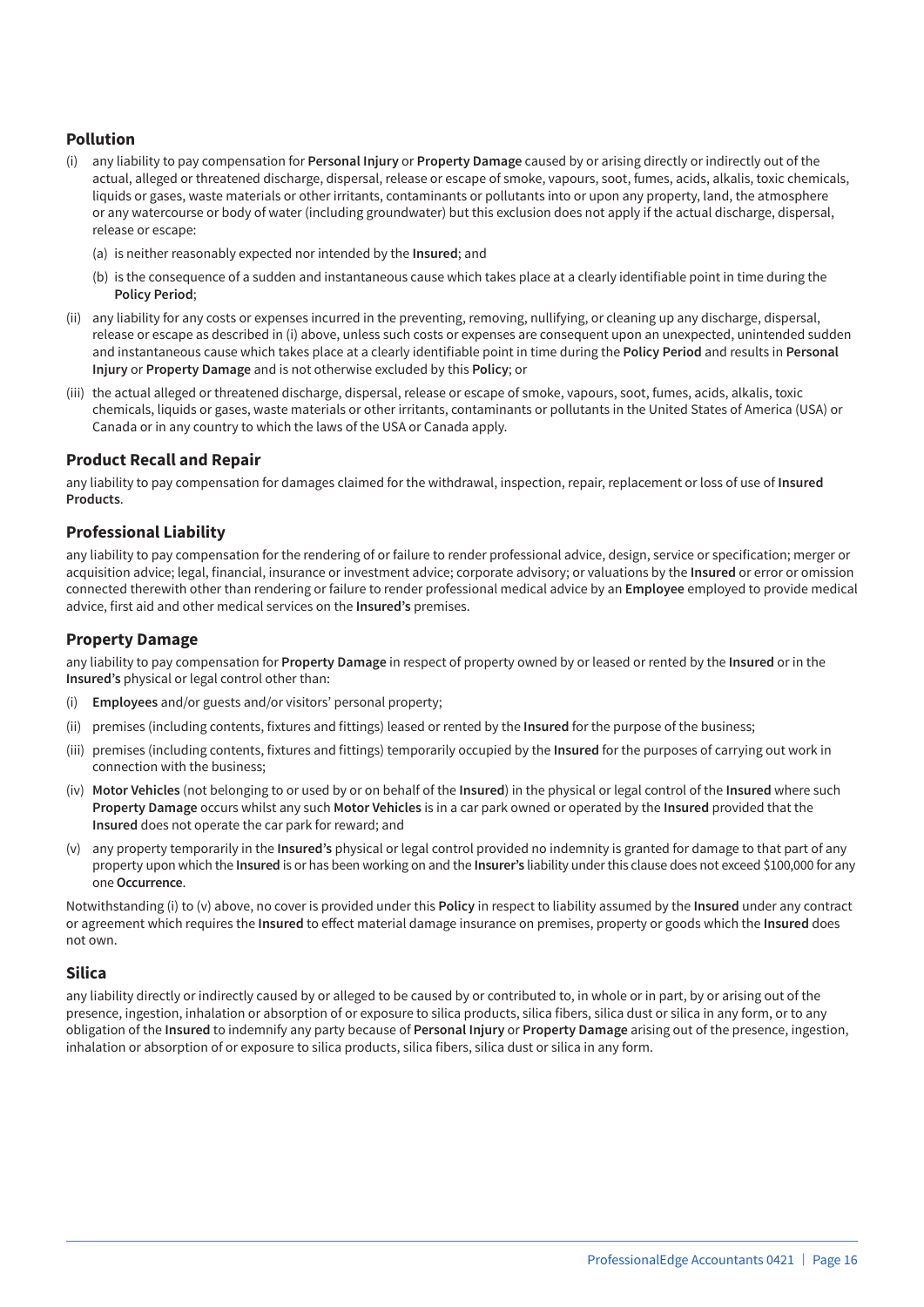### Pollution

(i) any liability to pay compensation for **Personal Injury** or **Property Damage** caused by or arising directly or indirectly out of the actual, alleged or threatened discharge, dispersal, release or escape of smoke, vapours, soot, fumes, acids, alkalis, toxic chemicals, liquids or gases, waste materials or other irritants, contaminants or pollutants into or upon any property, land, the atmosphere or any watercourse or body of water (including groundwater) but this exclusion does not apply if the actual discharge, dispersal, release or escape:

  (a) is neither reasonably expected nor intended by the **Insured**; and

  (b) is the consequence of a sudden and instantaneous cause which takes place at a clearly identifiable point in time during the **Policy Period**;

(ii) any liability for any costs or expenses incurred in the preventing, removing, nullifying, or cleaning up any discharge, dispersal, release or escape as described in (i) above, unless such costs or expenses are consequent upon an unexpected, unintended sudden and instantaneous cause which takes place at a clearly identifiable point in time during the **Policy Period** and results in **Personal Injury** or **Property Damage** and is not otherwise excluded by this **Policy**; or

(iii) the actual alleged or threatened discharge, dispersal, release or escape of smoke, vapours, soot, fumes, acids, alkalis, toxic chemicals, liquids or gases, waste materials or other irritants, contaminants or pollutants in the United States of America (USA) or Canada or in any country to which the laws of the USA or Canada apply.

### Product Recall and Repair

any liability to pay compensation for damages claimed for the withdrawal, inspection, repair, replacement or loss of use of **Insured Products**.

### Professional Liability

any liability to pay compensation for the rendering of or failure to render professional advice, design, service or specification; merger or acquisition advice; legal, financial, insurance or investment advice; corporate advisory; or valuations by the **Insured** or error or omission connected therewith other than rendering or failure to render professional medical advice by an **Employee** employed to provide medical advice, first aid and other medical services on the **Insured's** premises.

### Property Damage

any liability to pay compensation for **Property Damage** in respect of property owned by or leased or rented by the **Insured** or in the **Insured's** physical or legal control other than:

(i) **Employees** and/or guests and/or visitors' personal property;

(ii) premises (including contents, fixtures and fittings) leased or rented by the **Insured** for the purpose of the business;

(iii) premises (including contents, fixtures and fittings) temporarily occupied by the **Insured** for the purposes of carrying out work in connection with the business;

(iv) **Motor Vehicles** (not belonging to or used by or on behalf of the **Insured**) in the physical or legal control of the **Insured** where such **Property Damage** occurs whilst any such **Motor Vehicles** is in a car park owned or operated by the **Insured** provided that the **Insured** does not operate the car park for reward; and

(v) any property temporarily in the **Insured's** physical or legal control provided no indemnity is granted for damage to that part of any property upon which the **Insured** is or has been working on and the **Insurer's** liability under this clause does not exceed $100,000 for any one **Occurrence**.

Notwithstanding (i) to (v) above, no cover is provided under this **Policy** in respect to liability assumed by the **Insured** under any contract or agreement which requires the **Insured** to effect material damage insurance on premises, property or goods which the **Insured** does not own.

### Silica

any liability directly or indirectly caused by or alleged to be caused by or contributed to, in whole or in part, by or arising out of the presence, ingestion, inhalation or absorption of or exposure to silica products, silica fibers, silica dust or silica in any form, or to any obligation of the **Insured** to indemnify any party because of **Personal Injury** or **Property Damage** arising out of the presence, ingestion, inhalation or absorption of or exposure to silica products, silica fibers, silica dust or silica in any form.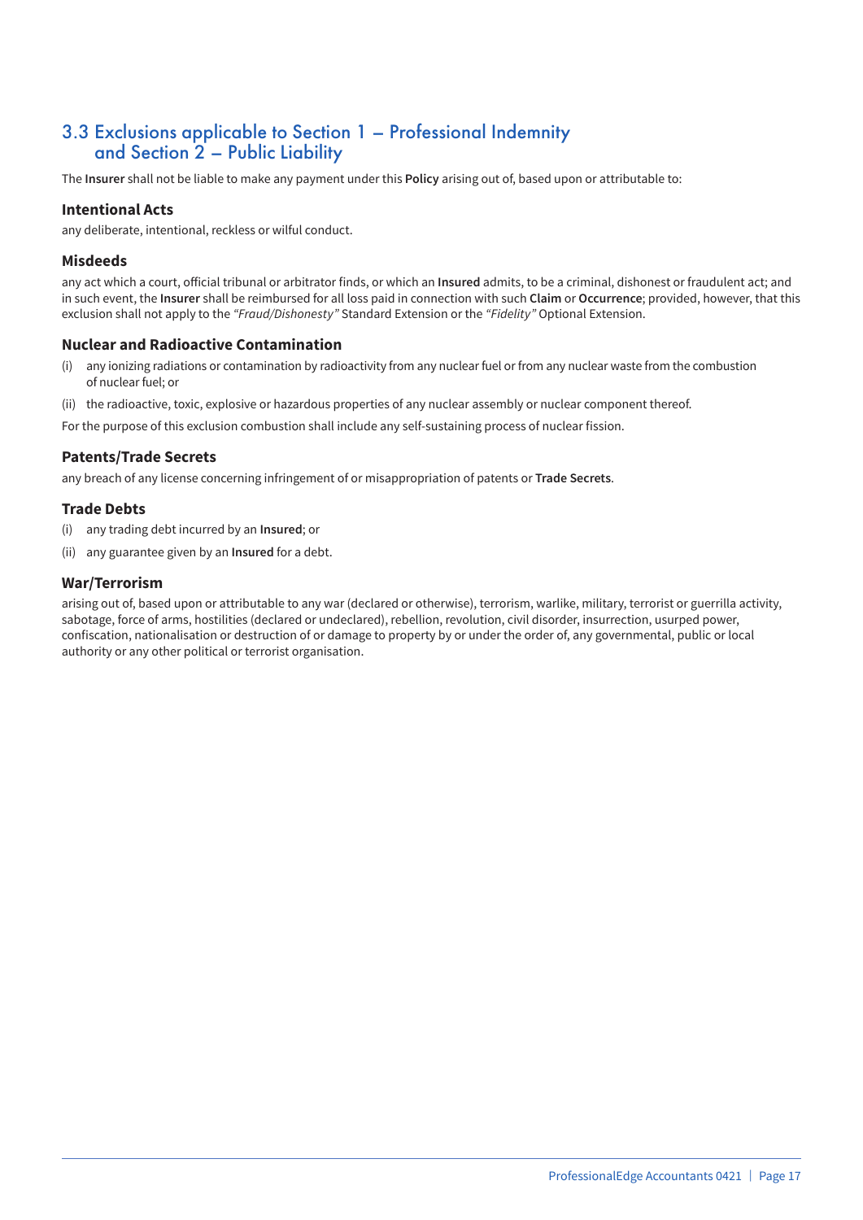## 3.3 Exclusions applicable to Section 1 – Professional Indemnity and Section 2 – Public Liability

The **Insurer** shall not be liable to make any payment under this **Policy** arising out of, based upon or attributable to:

### Intentional Acts

any deliberate, intentional, reckless or wilful conduct.

### Misdeeds

any act which a court, official tribunal or arbitrator finds, or which an **Insured** admits, to be a criminal, dishonest or fraudulent act; and in such event, the **Insurer** shall be reimbursed for all loss paid in connection with such **Claim** or **Occurrence**; provided, however, that this exclusion shall not apply to the *"Fraud/Dishonesty"* Standard Extension or the *"Fidelity"* Optional Extension.

### Nuclear and Radioactive Contamination

(i) any ionizing radiations or contamination by radioactivity from any nuclear fuel or from any nuclear waste from the combustion of nuclear fuel; or

(ii) the radioactive, toxic, explosive or hazardous properties of any nuclear assembly or nuclear component thereof.

For the purpose of this exclusion combustion shall include any self-sustaining process of nuclear fission.

### Patents/Trade Secrets

any breach of any license concerning infringement of or misappropriation of patents or **Trade Secrets**.

### Trade Debts

(i) any trading debt incurred by an **Insured**; or

(ii) any guarantee given by an **Insured** for a debt.

### War/Terrorism

arising out of, based upon or attributable to any war (declared or otherwise), terrorism, warlike, military, terrorist or guerrilla activity, sabotage, force of arms, hostilities (declared or undeclared), rebellion, revolution, civil disorder, insurrection, usurped power, confiscation, nationalisation or destruction of or damage to property by or under the order of, any governmental, public or local authority or any other political or terrorist organisation.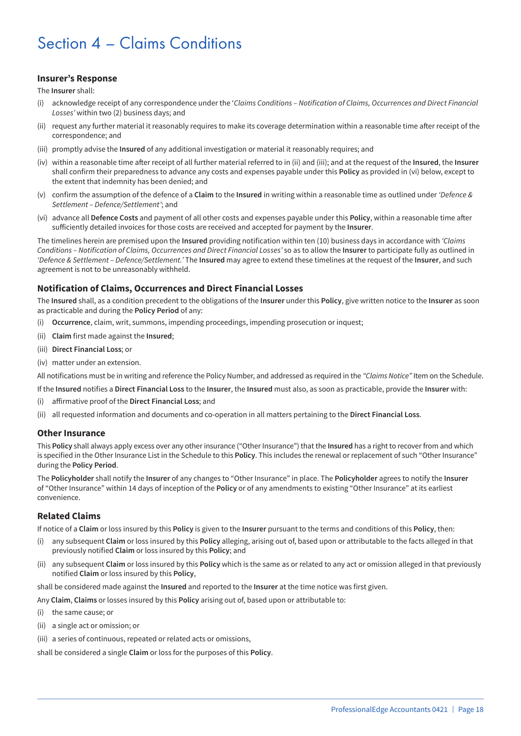# Section 4 – Claims Conditions

### Insurer's Response

The **Insurer** shall:

(i) acknowledge receipt of any correspondence under the '*Claims Conditions – Notification of Claims, Occurrences and Direct Financial Losses'* within two (2) business days; and

(ii) request any further material it reasonably requires to make its coverage determination within a reasonable time after receipt of the correspondence; and

(iii) promptly advise the **Insured** of any additional investigation or material it reasonably requires; and

(iv) within a reasonable time after receipt of all further material referred to in (ii) and (iii); and at the request of the **Insured**, the **Insurer** shall confirm their preparedness to advance any costs and expenses payable under this **Policy** as provided in (vi) below, except to the extent that indemnity has been denied; and

(v) confirm the assumption of the defence of a **Claim** to the **Insured** in writing within a reasonable time as outlined under *'Defence & Settlement – Defence/Settlement'*; and

(vi) advance all **Defence Costs** and payment of all other costs and expenses payable under this **Policy**, within a reasonable time after sufficiently detailed invoices for those costs are received and accepted for payment by the **Insurer**.

The timelines herein are premised upon the **Insured** providing notification within ten (10) business days in accordance with *'Claims Conditions – Notification of Claims, Occurrences and Direct Financial Losses'* so as to allow the **Insurer** to participate fully as outlined in *'Defence & Settlement – Defence/Settlement.'* The **Insured** may agree to extend these timelines at the request of the **Insurer**, and such agreement is not to be unreasonably withheld.

### Notification of Claims, Occurrences and Direct Financial Losses

The **Insured** shall, as a condition precedent to the obligations of the **Insurer** under this **Policy**, give written notice to the **Insurer** as soon as practicable and during the **Policy Period** of any:

(i) **Occurrence**, claim, writ, summons, impending proceedings, impending prosecution or inquest;

(ii) **Claim** first made against the **Insured**;

(iii) **Direct Financial Loss**; or

(iv) matter under an extension.

All notifications must be in writing and reference the Policy Number, and addressed as required in the *"Claims Notice"* Item on the Schedule.

If the **Insured** notifies a **Direct Financial Loss** to the **Insurer**, the **Insured** must also, as soon as practicable, provide the **Insurer** with:

(i) affirmative proof of the **Direct Financial Loss**; and

(ii) all requested information and documents and co-operation in all matters pertaining to the **Direct Financial Loss**.

### Other Insurance

This **Policy** shall always apply excess over any other insurance ("Other Insurance") that the **Insured** has a right to recover from and which is specified in the Other Insurance List in the Schedule to this **Policy**. This includes the renewal or replacement of such "Other Insurance" during the **Policy Period**.

The **Policyholder** shall notify the **Insurer** of any changes to "Other Insurance" in place. The **Policyholder** agrees to notify the **Insurer** of "Other Insurance" within 14 days of inception of the **Policy** or of any amendments to existing "Other Insurance" at its earliest convenience.

### Related Claims

If notice of a **Claim** or loss insured by this **Policy** is given to the **Insurer** pursuant to the terms and conditions of this **Policy**, then:

(i) any subsequent **Claim** or loss insured by this **Policy** alleging, arising out of, based upon or attributable to the facts alleged in that previously notified **Claim** or loss insured by this **Policy**; and

(ii) any subsequent **Claim** or loss insured by this **Policy** which is the same as or related to any act or omission alleged in that previously notified **Claim** or loss insured by this **Policy**,

shall be considered made against the **Insured** and reported to the **Insurer** at the time notice was first given.

Any **Claim**, **Claims** or losses insured by this **Policy** arising out of, based upon or attributable to:

(i) the same cause; or

(ii) a single act or omission; or

(iii) a series of continuous, repeated or related acts or omissions,

shall be considered a single **Claim** or loss for the purposes of this **Policy**.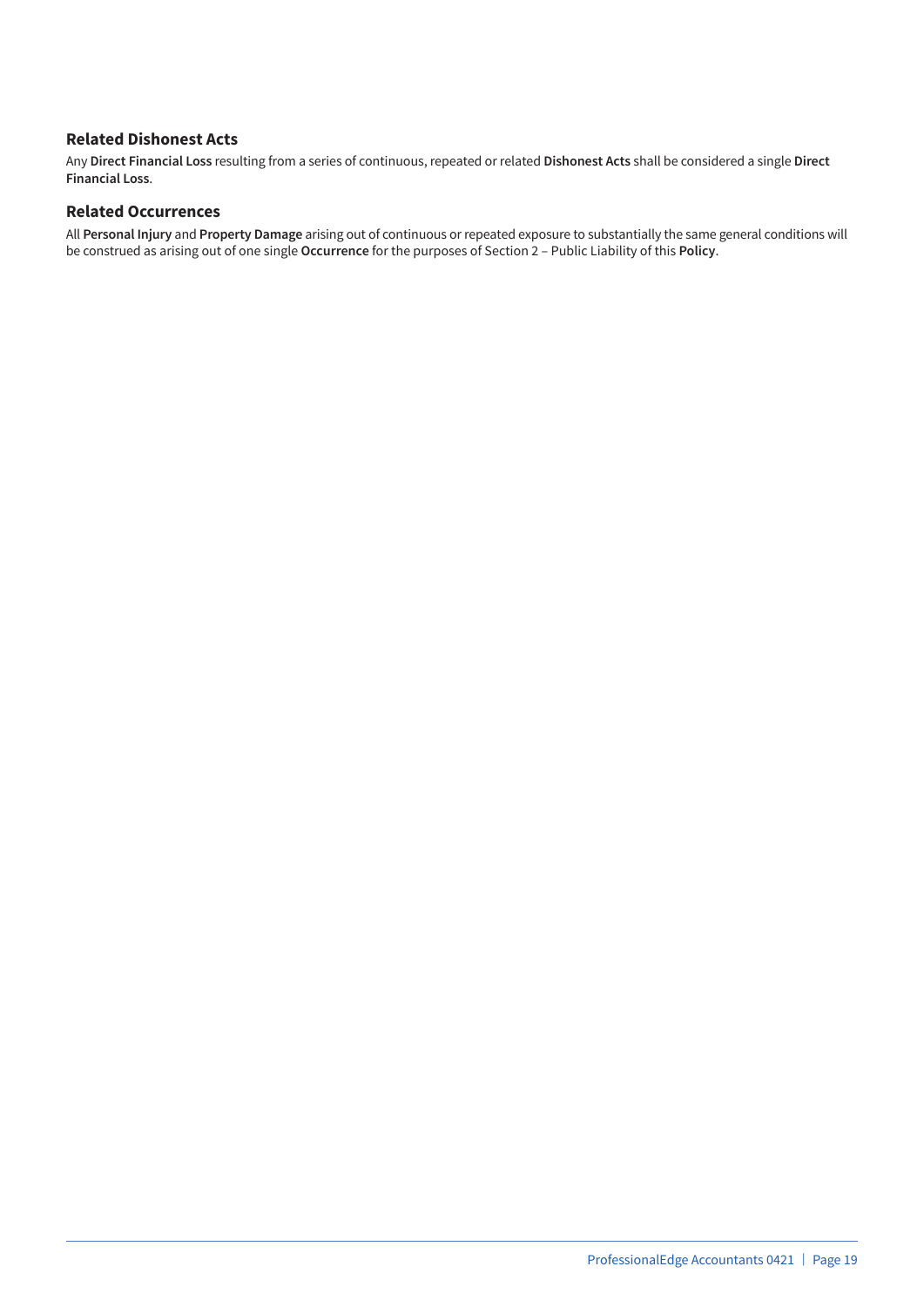### Related Dishonest Acts

Any **Direct Financial Loss** resulting from a series of continuous, repeated or related **Dishonest Acts** shall be considered a single **Direct Financial Loss**.

### Related Occurrences

All **Personal Injury** and **Property Damage** arising out of continuous or repeated exposure to substantially the same general conditions will be construed as arising out of one single **Occurrence** for the purposes of Section 2 – Public Liability of this **Policy**.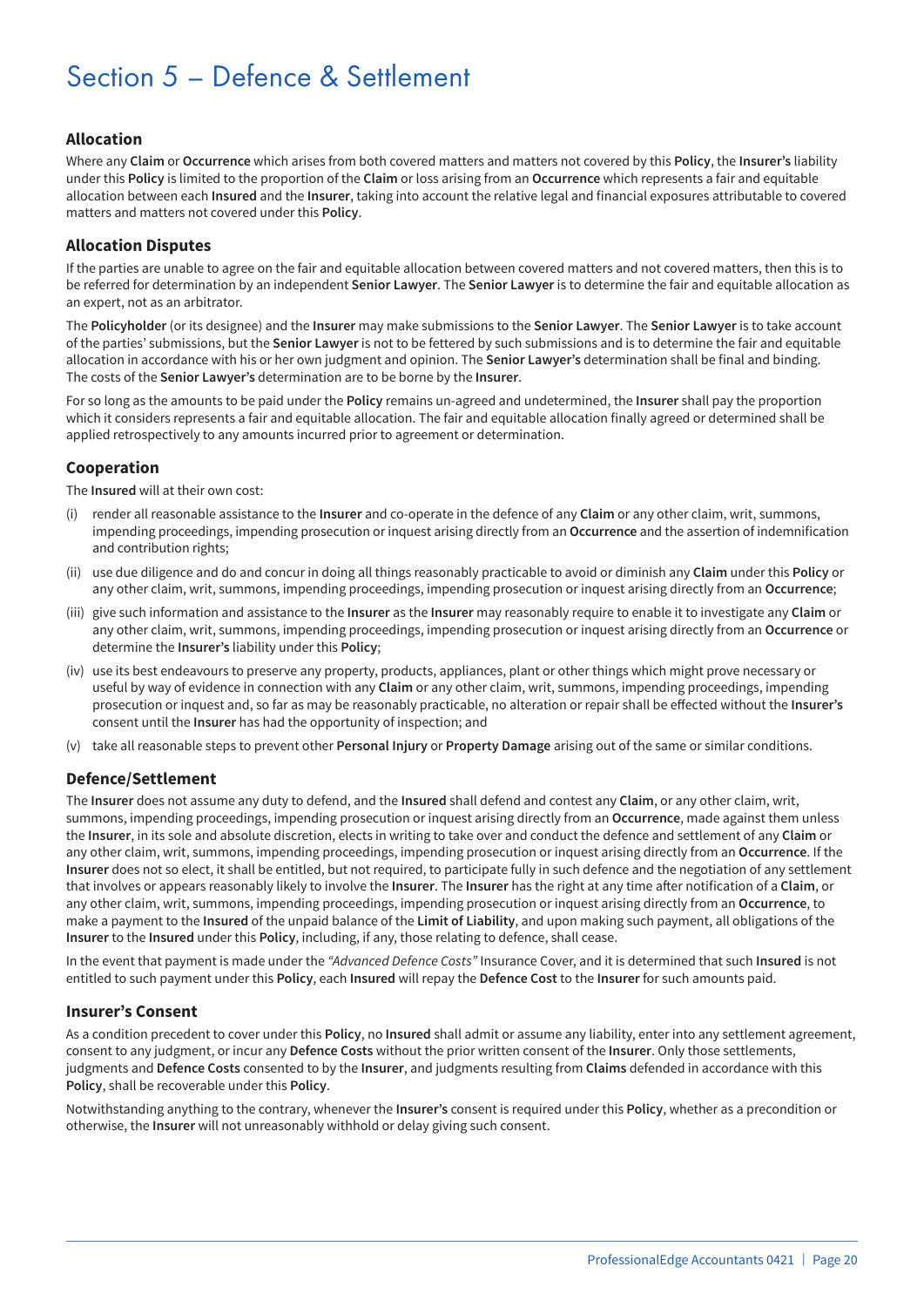# Section 5 – Defence & Settlement

### Allocation

Where any **Claim** or **Occurrence** which arises from both covered matters and matters not covered by this **Policy**, the **Insurer's** liability under this **Policy** is limited to the proportion of the **Claim** or loss arising from an **Occurrence** which represents a fair and equitable allocation between each **Insured** and the **Insurer**, taking into account the relative legal and financial exposures attributable to covered matters and matters not covered under this **Policy**.

### Allocation Disputes

If the parties are unable to agree on the fair and equitable allocation between covered matters and not covered matters, then this is to be referred for determination by an independent **Senior Lawyer**. The **Senior Lawyer** is to determine the fair and equitable allocation as an expert, not as an arbitrator.

The **Policyholder** (or its designee) and the **Insurer** may make submissions to the **Senior Lawyer**. The **Senior Lawyer** is to take account of the parties' submissions, but the **Senior Lawyer** is not to be fettered by such submissions and is to determine the fair and equitable allocation in accordance with his or her own judgment and opinion. The **Senior Lawyer's** determination shall be final and binding. The costs of the **Senior Lawyer's** determination are to be borne by the **Insurer**.

For so long as the amounts to be paid under the **Policy** remains un-agreed and undetermined, the **Insurer** shall pay the proportion which it considers represents a fair and equitable allocation. The fair and equitable allocation finally agreed or determined shall be applied retrospectively to any amounts incurred prior to agreement or determination.

### Cooperation

The **Insured** will at their own cost:

(i) render all reasonable assistance to the **Insurer** and co-operate in the defence of any **Claim** or any other claim, writ, summons, impending proceedings, impending prosecution or inquest arising directly from an **Occurrence** and the assertion of indemnification and contribution rights;

(ii) use due diligence and do and concur in doing all things reasonably practicable to avoid or diminish any **Claim** under this **Policy** or any other claim, writ, summons, impending proceedings, impending prosecution or inquest arising directly from an **Occurrence**;

(iii) give such information and assistance to the **Insurer** as the **Insurer** may reasonably require to enable it to investigate any **Claim** or any other claim, writ, summons, impending proceedings, impending prosecution or inquest arising directly from an **Occurrence** or determine the **Insurer's** liability under this **Policy**;

(iv) use its best endeavours to preserve any property, products, appliances, plant or other things which might prove necessary or useful by way of evidence in connection with any **Claim** or any other claim, writ, summons, impending proceedings, impending prosecution or inquest and, so far as may be reasonably practicable, no alteration or repair shall be effected without the **Insurer's** consent until the **Insurer** has had the opportunity of inspection; and

(v) take all reasonable steps to prevent other **Personal Injury** or **Property Damage** arising out of the same or similar conditions.

### Defence/Settlement

The **Insurer** does not assume any duty to defend, and the **Insured** shall defend and contest any **Claim**, or any other claim, writ, summons, impending proceedings, impending prosecution or inquest arising directly from an **Occurrence**, made against them unless the **Insurer**, in its sole and absolute discretion, elects in writing to take over and conduct the defence and settlement of any **Claim** or any other claim, writ, summons, impending proceedings, impending prosecution or inquest arising directly from an **Occurrence**. If the **Insurer** does not so elect, it shall be entitled, but not required, to participate fully in such defence and the negotiation of any settlement that involves or appears reasonably likely to involve the **Insurer**. The **Insurer** has the right at any time after notification of a **Claim**, or any other claim, writ, summons, impending proceedings, impending prosecution or inquest arising directly from an **Occurrence**, to make a payment to the **Insured** of the unpaid balance of the **Limit of Liability**, and upon making such payment, all obligations of the **Insurer** to the **Insured** under this **Policy**, including, if any, those relating to defence, shall cease.

In the event that payment is made under the *"Advanced Defence Costs"* Insurance Cover, and it is determined that such **Insured** is not entitled to such payment under this **Policy**, each **Insured** will repay the **Defence Cost** to the **Insurer** for such amounts paid.

### Insurer's Consent

As a condition precedent to cover under this **Policy**, no **Insured** shall admit or assume any liability, enter into any settlement agreement, consent to any judgment, or incur any **Defence Costs** without the prior written consent of the **Insurer**. Only those settlements, judgments and **Defence Costs** consented to by the **Insurer**, and judgments resulting from **Claims** defended in accordance with this **Policy**, shall be recoverable under this **Policy**.

Notwithstanding anything to the contrary, whenever the **Insurer's** consent is required under this **Policy**, whether as a precondition or otherwise, the **Insurer** will not unreasonably withhold or delay giving such consent.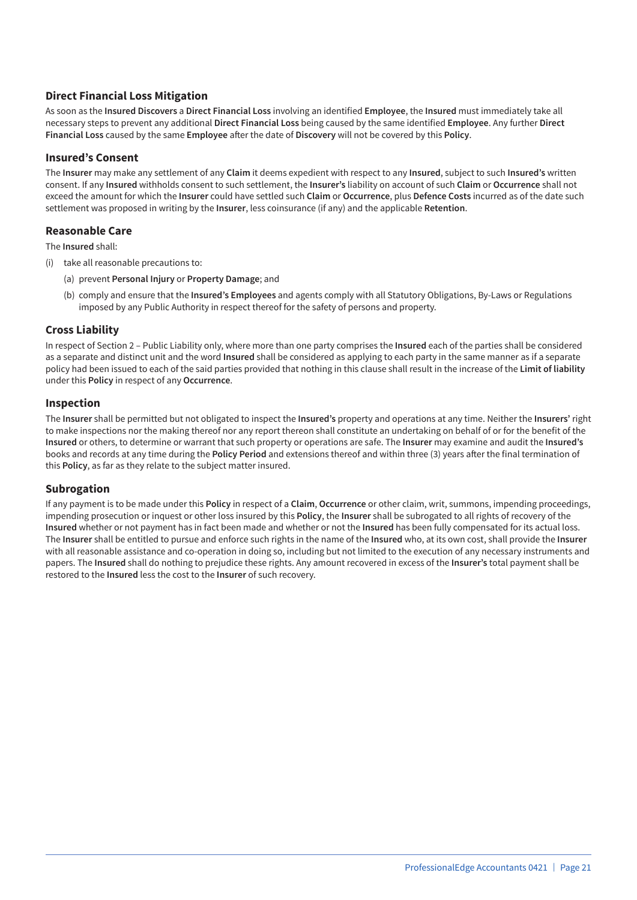## Direct Financial Loss Mitigation

As soon as the **Insured Discovers** a **Direct Financial Loss** involving an identified **Employee**, the **Insured** must immediately take all necessary steps to prevent any additional **Direct Financial Loss** being caused by the same identified **Employee**. Any further **Direct Financial Loss** caused by the same **Employee** after the date of **Discovery** will not be covered by this **Policy**.

## Insured's Consent

The **Insurer** may make any settlement of any **Claim** it deems expedient with respect to any **Insured**, subject to such **Insured's** written consent. If any **Insured** withholds consent to such settlement, the **Insurer's** liability on account of such **Claim** or **Occurrence** shall not exceed the amount for which the **Insurer** could have settled such **Claim** or **Occurrence**, plus **Defence Costs** incurred as of the date such settlement was proposed in writing by the **Insurer**, less coinsurance (if any) and the applicable **Retention**.

## Reasonable Care

The **Insured** shall:

(i) take all reasonable precautions to:

 (a) prevent **Personal Injury** or **Property Damage**; and

 (b) comply and ensure that the **Insured's Employees** and agents comply with all Statutory Obligations, By-Laws or Regulations imposed by any Public Authority in respect thereof for the safety of persons and property.

## Cross Liability

In respect of Section 2 – Public Liability only, where more than one party comprises the **Insured** each of the parties shall be considered as a separate and distinct unit and the word **Insured** shall be considered as applying to each party in the same manner as if a separate policy had been issued to each of the said parties provided that nothing in this clause shall result in the increase of the **Limit of liability** under this **Policy** in respect of any **Occurrence**.

## Inspection

The **Insurer** shall be permitted but not obligated to inspect the **Insured's** property and operations at any time. Neither the **Insurers'** right to make inspections nor the making thereof nor any report thereon shall constitute an undertaking on behalf of or for the benefit of the **Insured** or others, to determine or warrant that such property or operations are safe. The **Insurer** may examine and audit the **Insured's** books and records at any time during the **Policy Period** and extensions thereof and within three (3) years after the final termination of this **Policy**, as far as they relate to the subject matter insured.

## Subrogation

If any payment is to be made under this **Policy** in respect of a **Claim**, **Occurrence** or other claim, writ, summons, impending proceedings, impending prosecution or inquest or other loss insured by this **Policy**, the **Insurer** shall be subrogated to all rights of recovery of the **Insured** whether or not payment has in fact been made and whether or not the **Insured** has been fully compensated for its actual loss. The **Insurer** shall be entitled to pursue and enforce such rights in the name of the **Insured** who, at its own cost, shall provide the **Insurer** with all reasonable assistance and co-operation in doing so, including but not limited to the execution of any necessary instruments and papers. The **Insured** shall do nothing to prejudice these rights. Any amount recovered in excess of the **Insurer's** total payment shall be restored to the **Insured** less the cost to the **Insurer** of such recovery.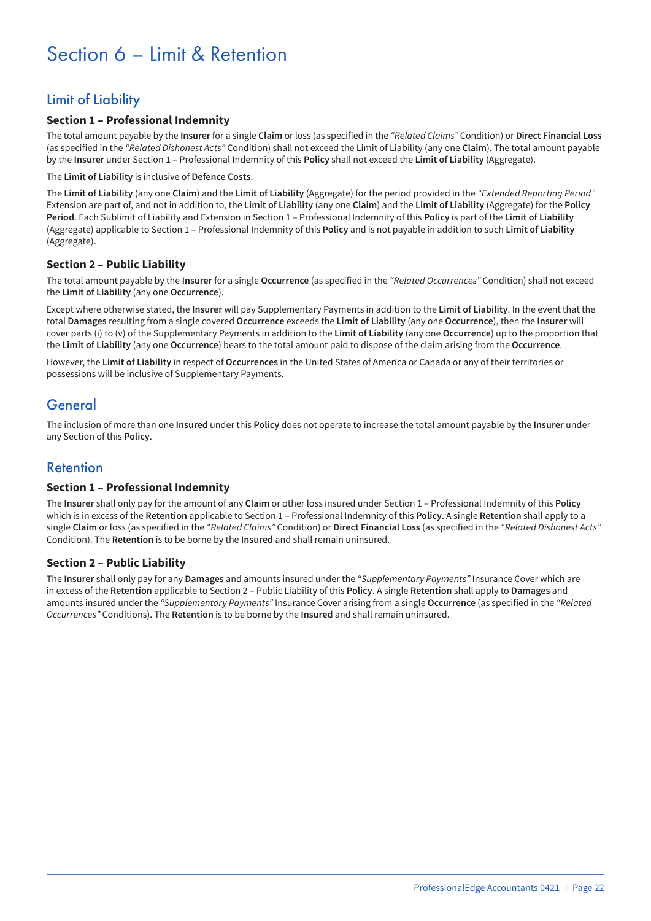# Section 6 – Limit & Retention

## Limit of Liability

### Section 1 – Professional Indemnity

The total amount payable by the **Insurer** for a single **Claim** or loss (as specified in the *"Related Claims"* Condition) or **Direct Financial Loss** (as specified in the *"Related Dishonest Acts"* Condition) shall not exceed the Limit of Liability (any one **Claim**). The total amount payable by the **Insurer** under Section 1 – Professional Indemnity of this **Policy** shall not exceed the **Limit of Liability** (Aggregate).

The **Limit of Liability** is inclusive of **Defence Costs**.

The **Limit of Liability** (any one **Claim**) and the **Limit of Liability** (Aggregate) for the period provided in the *"Extended Reporting Period"* Extension are part of, and not in addition to, the **Limit of Liability** (any one **Claim**) and the **Limit of Liability** (Aggregate) for the **Policy Period**. Each Sublimit of Liability and Extension in Section 1 – Professional Indemnity of this **Policy** is part of the **Limit of Liability** (Aggregate) applicable to Section 1 – Professional Indemnity of this **Policy** and is not payable in addition to such **Limit of Liability** (Aggregate).

### Section 2 – Public Liability

The total amount payable by the **Insurer** for a single **Occurrence** (as specified in the *"Related Occurrences"* Condition) shall not exceed the **Limit of Liability** (any one **Occurrence**).

Except where otherwise stated, the **Insurer** will pay Supplementary Payments in addition to the **Limit of Liability**. In the event that the total **Damages** resulting from a single covered **Occurrence** exceeds the **Limit of Liability** (any one **Occurrence**), then the **Insurer** will cover parts (i) to (v) of the Supplementary Payments in addition to the **Limit of Liability** (any one **Occurrence**) up to the proportion that the **Limit of Liability** (any one **Occurrence**) bears to the total amount paid to dispose of the claim arising from the **Occurrence**.

However, the **Limit of Liability** in respect of **Occurrences** in the United States of America or Canada or any of their territories or possessions will be inclusive of Supplementary Payments.

## General

The inclusion of more than one **Insured** under this **Policy** does not operate to increase the total amount payable by the **Insurer** under any Section of this **Policy**.

## Retention

### Section 1 – Professional Indemnity

The **Insurer** shall only pay for the amount of any **Claim** or other loss insured under Section 1 – Professional Indemnity of this **Policy** which is in excess of the **Retention** applicable to Section 1 – Professional Indemnity of this **Policy**. A single **Retention** shall apply to a single **Claim** or loss (as specified in the *"Related Claims"* Condition) or **Direct Financial Loss** (as specified in the *"Related Dishonest Acts"* Condition). The **Retention** is to be borne by the **Insured** and shall remain uninsured.

### Section 2 – Public Liability

The **Insurer** shall only pay for any **Damages** and amounts insured under the *"Supplementary Payments"* Insurance Cover which are in excess of the **Retention** applicable to Section 2 – Public Liability of this **Policy**. A single **Retention** shall apply to **Damages** and amounts insured under the *"Supplementary Payments"* Insurance Cover arising from a single **Occurrence** (as specified in the *"Related Occurrences"* Conditions). The **Retention** is to be borne by the **Insured** and shall remain uninsured.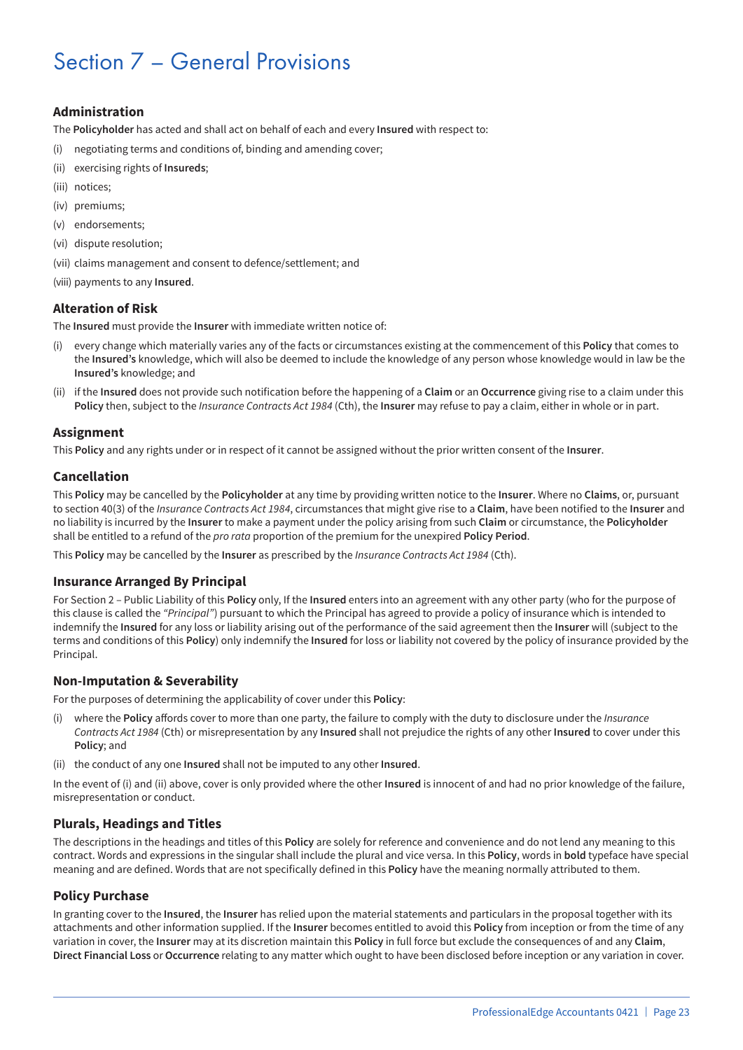# Section 7 – General Provisions

## Administration

The **Policyholder** has acted and shall act on behalf of each and every **Insured** with respect to:

(i) negotiating terms and conditions of, binding and amending cover;

(ii) exercising rights of **Insureds**;

(iii) notices;

(iv) premiums;

(v) endorsements;

(vi) dispute resolution;

(vii) claims management and consent to defence/settlement; and

(viii) payments to any **Insured**.

## Alteration of Risk

The **Insured** must provide the **Insurer** with immediate written notice of:

(i) every change which materially varies any of the facts or circumstances existing at the commencement of this **Policy** that comes to the **Insured's** knowledge, which will also be deemed to include the knowledge of any person whose knowledge would in law be the **Insured's** knowledge; and

(ii) if the **Insured** does not provide such notification before the happening of a **Claim** or an **Occurrence** giving rise to a claim under this **Policy** then, subject to the *Insurance Contracts Act 1984* (Cth), the **Insurer** may refuse to pay a claim, either in whole or in part.

## Assignment

This **Policy** and any rights under or in respect of it cannot be assigned without the prior written consent of the **Insurer**.

## Cancellation

This **Policy** may be cancelled by the **Policyholder** at any time by providing written notice to the **Insurer**. Where no **Claims**, or, pursuant to section 40(3) of the *Insurance Contracts Act 1984*, circumstances that might give rise to a **Claim**, have been notified to the **Insurer** and no liability is incurred by the **Insurer** to make a payment under the policy arising from such **Claim** or circumstance, the **Policyholder** shall be entitled to a refund of the *pro rata* proportion of the premium for the unexpired **Policy Period**.

This **Policy** may be cancelled by the **Insurer** as prescribed by the *Insurance Contracts Act 1984* (Cth).

## Insurance Arranged By Principal

For Section 2 – Public Liability of this **Policy** only, If the **Insured** enters into an agreement with any other party (who for the purpose of this clause is called the *"Principal"*) pursuant to which the Principal has agreed to provide a policy of insurance which is intended to indemnify the **Insured** for any loss or liability arising out of the performance of the said agreement then the **Insurer** will (subject to the terms and conditions of this **Policy**) only indemnify the **Insured** for loss or liability not covered by the policy of insurance provided by the Principal.

## Non-Imputation & Severability

For the purposes of determining the applicability of cover under this **Policy**:

(i) where the **Policy** affords cover to more than one party, the failure to comply with the duty to disclosure under the *Insurance Contracts Act 1984* (Cth) or misrepresentation by any **Insured** shall not prejudice the rights of any other **Insured** to cover under this **Policy**; and

(ii) the conduct of any one **Insured** shall not be imputed to any other **Insured**.

In the event of (i) and (ii) above, cover is only provided where the other **Insured** is innocent of and had no prior knowledge of the failure, misrepresentation or conduct.

## Plurals, Headings and Titles

The descriptions in the headings and titles of this **Policy** are solely for reference and convenience and do not lend any meaning to this contract. Words and expressions in the singular shall include the plural and vice versa. In this **Policy**, words in **bold** typeface have special meaning and are defined. Words that are not specifically defined in this **Policy** have the meaning normally attributed to them.

## Policy Purchase

In granting cover to the **Insured**, the **Insurer** has relied upon the material statements and particulars in the proposal together with its attachments and other information supplied. If the **Insurer** becomes entitled to avoid this **Policy** from inception or from the time of any variation in cover, the **Insurer** may at its discretion maintain this **Policy** in full force but exclude the consequences of and any **Claim**, **Direct Financial Loss** or **Occurrence** relating to any matter which ought to have been disclosed before inception or any variation in cover.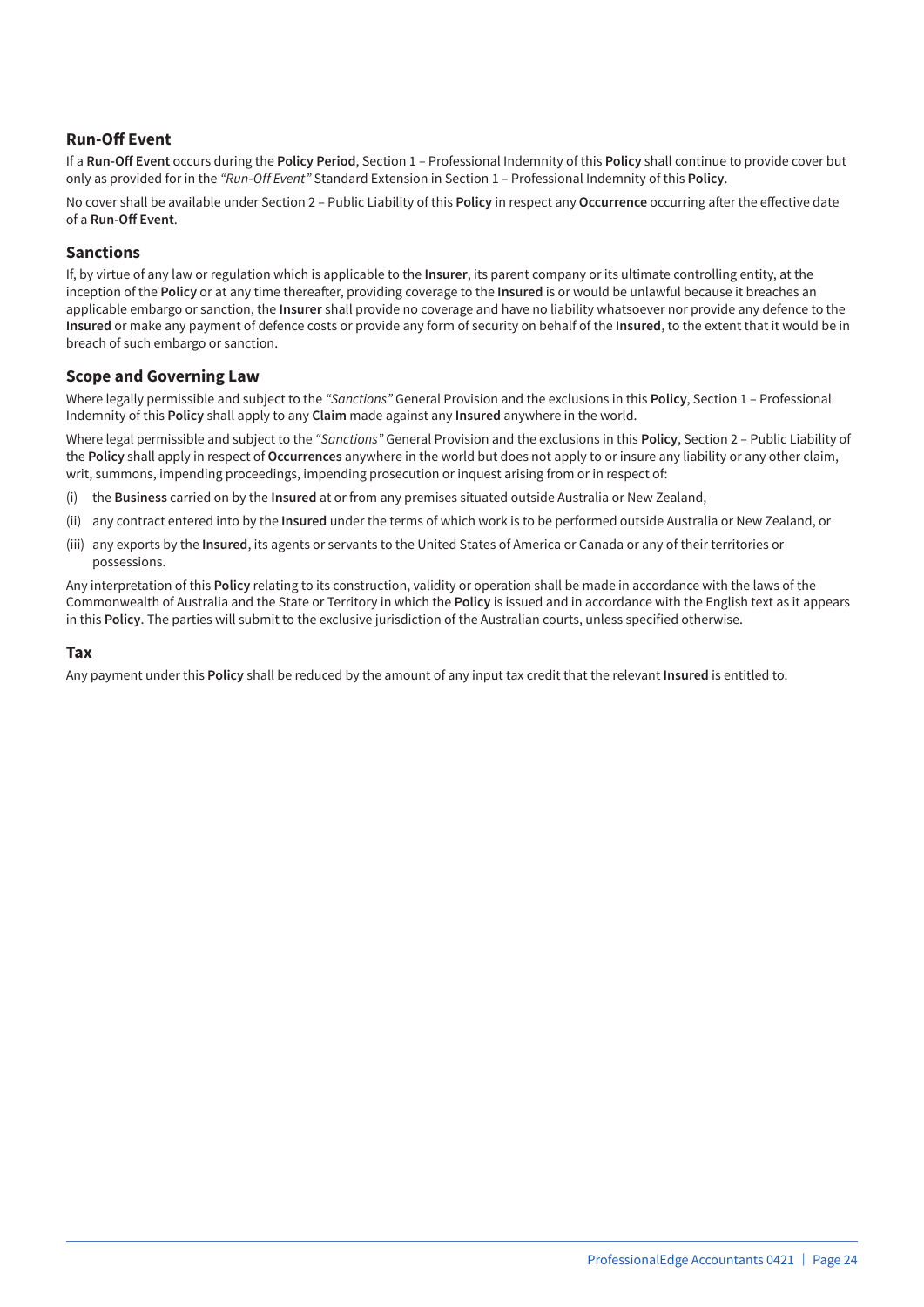### Run-Off Event

If a **Run-Off Event** occurs during the **Policy Period**, Section 1 – Professional Indemnity of this **Policy** shall continue to provide cover but only as provided for in the *"Run-Off Event"* Standard Extension in Section 1 – Professional Indemnity of this **Policy**.

No cover shall be available under Section 2 – Public Liability of this **Policy** in respect any **Occurrence** occurring after the effective date of a **Run-Off Event**.

### Sanctions

If, by virtue of any law or regulation which is applicable to the **Insurer**, its parent company or its ultimate controlling entity, at the inception of the **Policy** or at any time thereafter, providing coverage to the **Insured** is or would be unlawful because it breaches an applicable embargo or sanction, the **Insurer** shall provide no coverage and have no liability whatsoever nor provide any defence to the **Insured** or make any payment of defence costs or provide any form of security on behalf of the **Insured**, to the extent that it would be in breach of such embargo or sanction.

### Scope and Governing Law

Where legally permissible and subject to the *"Sanctions"* General Provision and the exclusions in this **Policy**, Section 1 – Professional Indemnity of this **Policy** shall apply to any **Claim** made against any **Insured** anywhere in the world.

Where legal permissible and subject to the *"Sanctions"* General Provision and the exclusions in this **Policy**, Section 2 – Public Liability of the **Policy** shall apply in respect of **Occurrences** anywhere in the world but does not apply to or insure any liability or any other claim, writ, summons, impending proceedings, impending prosecution or inquest arising from or in respect of:

(i) the **Business** carried on by the **Insured** at or from any premises situated outside Australia or New Zealand,

(ii) any contract entered into by the **Insured** under the terms of which work is to be performed outside Australia or New Zealand, or

(iii) any exports by the **Insured**, its agents or servants to the United States of America or Canada or any of their territories or possessions.

Any interpretation of this **Policy** relating to its construction, validity or operation shall be made in accordance with the laws of the Commonwealth of Australia and the State or Territory in which the **Policy** is issued and in accordance with the English text as it appears in this **Policy**. The parties will submit to the exclusive jurisdiction of the Australian courts, unless specified otherwise.

### Tax

Any payment under this **Policy** shall be reduced by the amount of any input tax credit that the relevant **Insured** is entitled to.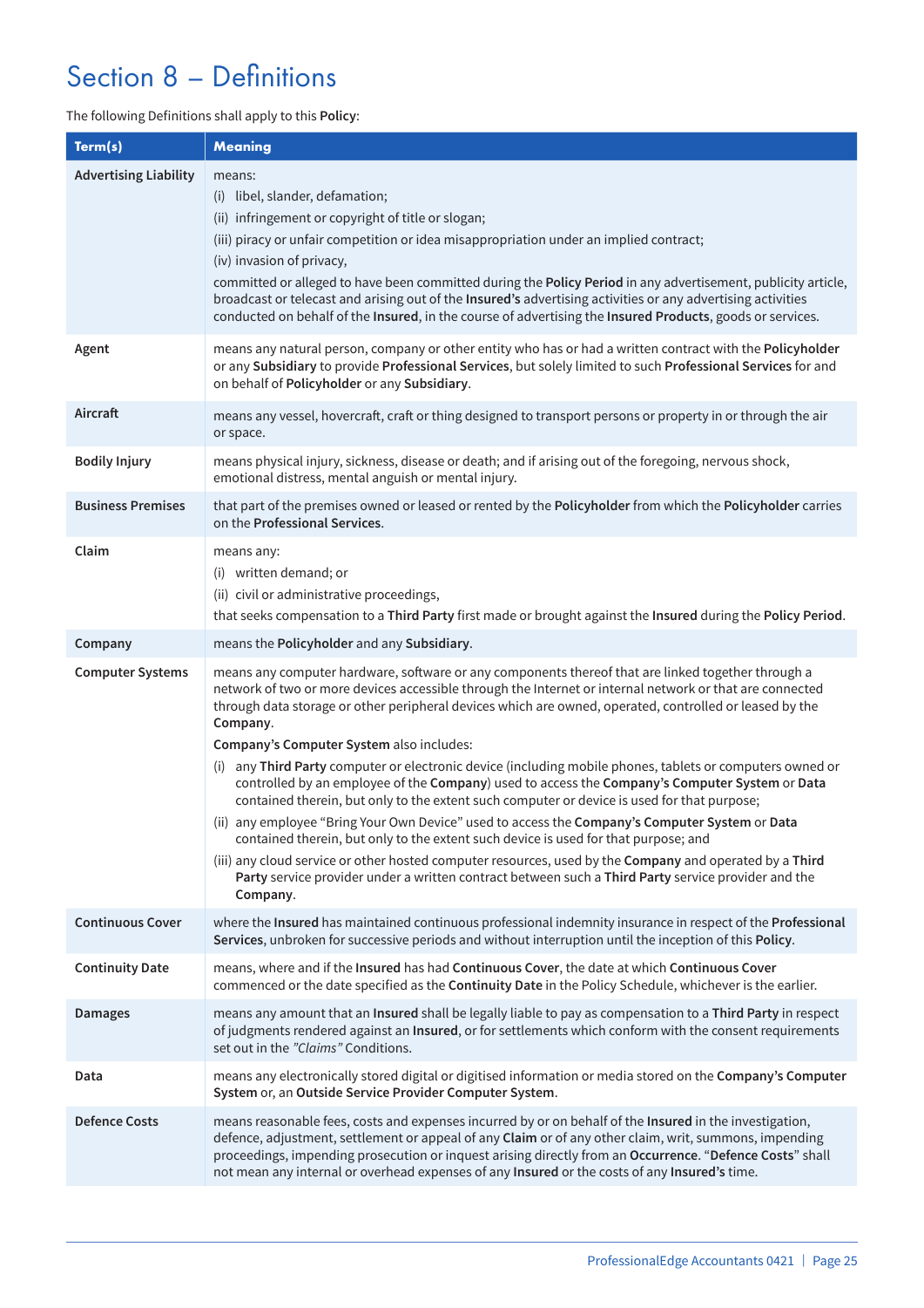# Section 8 – Definitions

The following Definitions shall apply to this **Policy**:

| Term(s) | Meaning |
|---|---|
| **Advertising Liability** | means:<br>(i) libel, slander, defamation;<br>(ii) infringement or copyright of title or slogan;<br>(iii) piracy or unfair competition or idea misappropriation under an implied contract;<br>(iv) invasion of privacy,<br>committed or alleged to have been committed during the **Policy Period** in any advertisement, publicity article, broadcast or telecast and arising out of the **Insured's** advertising activities or any advertising activities conducted on behalf of the **Insured**, in the course of advertising the **Insured Products**, goods or services. |
| **Agent** | means any natural person, company or other entity who has or had a written contract with the **Policyholder** or any **Subsidiary** to provide **Professional Services**, but solely limited to such **Professional Services** for and on behalf of **Policyholder** or any **Subsidiary**. |
| **Aircraft** | means any vessel, hovercraft, craft or thing designed to transport persons or property in or through the air or space. |
| **Bodily Injury** | means physical injury, sickness, disease or death; and if arising out of the foregoing, nervous shock, emotional distress, mental anguish or mental injury. |
| **Business Premises** | that part of the premises owned or leased or rented by the **Policyholder** from which the **Policyholder** carries on the **Professional Services**. |
| **Claim** | means any:<br>(i) written demand; or<br>(ii) civil or administrative proceedings,<br>that seeks compensation to a **Third Party** first made or brought against the **Insured** during the **Policy Period**. |
| **Company** | means the **Policyholder** and any **Subsidiary**. |
| **Computer Systems** | means any computer hardware, software or any components thereof that are linked together through a network of two or more devices accessible through the Internet or internal network or that are connected through data storage or other peripheral devices which are owned, operated, controlled or leased by the **Company**.<br>**Company's Computer System** also includes:<br>(i) any **Third Party** computer or electronic device (including mobile phones, tablets or computers owned or controlled by an employee of the **Company**) used to access the **Company's Computer System** or **Data** contained therein, but only to the extent such computer or device is used for that purpose;<br>(ii) any employee "Bring Your Own Device" used to access the **Company's Computer System** or **Data** contained therein, but only to the extent such device is used for that purpose; and<br>(iii) any cloud service or other hosted computer resources, used by the **Company** and operated by a **Third Party** service provider under a written contract between such a **Third Party** service provider and the **Company**. |
| **Continuous Cover** | where the **Insured** has maintained continuous professional indemnity insurance in respect of the **Professional Services**, unbroken for successive periods and without interruption until the inception of this **Policy**. |
| **Continuity Date** | means, where and if the **Insured** has had **Continuous Cover**, the date at which **Continuous Cover** commenced or the date specified as the **Continuity Date** in the Policy Schedule, whichever is the earlier. |
| **Damages** | means any amount that an **Insured** shall be legally liable to pay as compensation to a **Third Party** in respect of judgments rendered against an **Insured**, or for settlements which conform with the consent requirements set out in the *"Claims"* Conditions. |
| **Data** | means any electronically stored digital or digitised information or media stored on the **Company's Computer System** or, an **Outside Service Provider Computer System**. |
| **Defence Costs** | means reasonable fees, costs and expenses incurred by or on behalf of the **Insured** in the investigation, defence, adjustment, settlement or appeal of any **Claim** or of any other claim, writ, summons, impending proceedings, impending prosecution or inquest arising directly from an **Occurrence**. "**Defence Costs**" shall not mean any internal or overhead expenses of any **Insured** or the costs of any **Insured's** time. |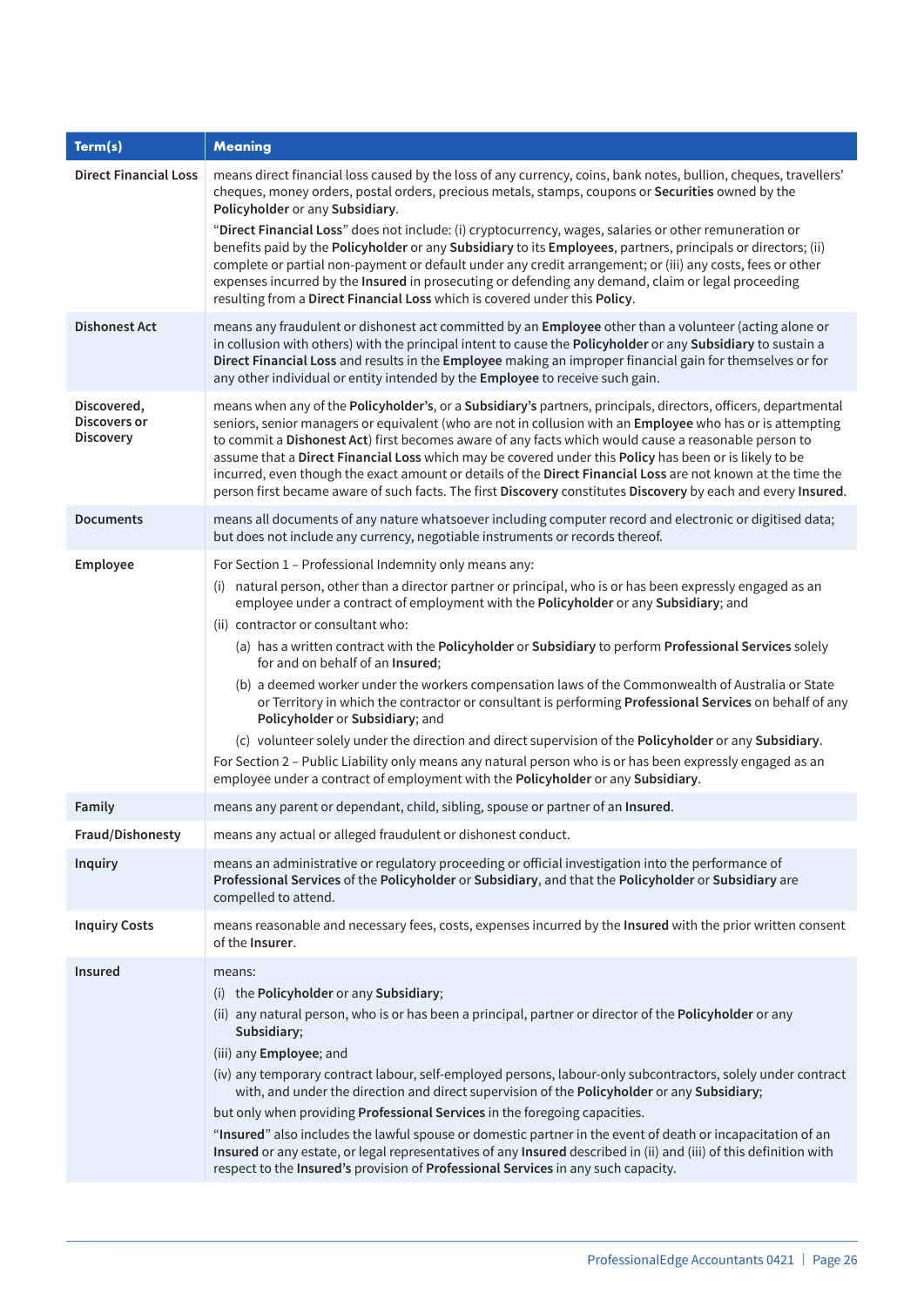| Term(s) | Meaning |
|---|---|
| **Direct Financial Loss** | means direct financial loss caused by the loss of any currency, coins, bank notes, bullion, cheques, travellers' cheques, money orders, postal orders, precious metals, stamps, coupons or **Securities** owned by the **Policyholder** or any **Subsidiary**.<br><br>"**Direct Financial Loss**" does not include: (i) cryptocurrency, wages, salaries or other remuneration or benefits paid by the **Policyholder** or any **Subsidiary** to its **Employees**, partners, principals or directors; (ii) complete or partial non-payment or default under any credit arrangement; or (iii) any costs, fees or other expenses incurred by the **Insured** in prosecuting or defending any demand, claim or legal proceeding resulting from a **Direct Financial Loss** which is covered under this **Policy**. |
| **Dishonest Act** | means any fraudulent or dishonest act committed by an **Employee** other than a volunteer (acting alone or in collusion with others) with the principal intent to cause the **Policyholder** or any **Subsidiary** to sustain a **Direct Financial Loss** and results in the **Employee** making an improper financial gain for themselves or for any other individual or entity intended by the **Employee** to receive such gain. |
| **Discovered, Discovers or Discovery** | means when any of the **Policyholder's**, or a **Subsidiary's** partners, principals, directors, officers, departmental seniors, senior managers or equivalent (who are not in collusion with an **Employee** who has or is attempting to commit a **Dishonest Act**) first becomes aware of any facts which would cause a reasonable person to assume that a **Direct Financial Loss** which may be covered under this **Policy** has been or is likely to be incurred, even though the exact amount or details of the **Direct Financial Loss** are not known at the time the person first became aware of such facts. The first **Discovery** constitutes **Discovery** by each and every **Insured**. |
| **Documents** | means all documents of any nature whatsoever including computer record and electronic or digitised data; but does not include any currency, negotiable instruments or records thereof. |
| **Employee** | For Section 1 – Professional Indemnity only means any:<br>(i) natural person, other than a director partner or principal, who is or has been expressly engaged as an employee under a contract of employment with the **Policyholder** or any **Subsidiary**; and<br>(ii) contractor or consultant who:<br>(a) has a written contract with the **Policyholder** or **Subsidiary** to perform **Professional Services** solely for and on behalf of an **Insured**;<br>(b) a deemed worker under the workers compensation laws of the Commonwealth of Australia or State or Territory in which the contractor or consultant is performing **Professional Services** on behalf of any **Policyholder** or **Subsidiary**; and<br>(c) volunteer solely under the direction and direct supervision of the **Policyholder** or any **Subsidiary**.<br>For Section 2 – Public Liability only means any natural person who is or has been expressly engaged as an employee under a contract of employment with the **Policyholder** or any **Subsidiary**. |
| **Family** | means any parent or dependant, child, sibling, spouse or partner of an **Insured**. |
| **Fraud/Dishonesty** | means any actual or alleged fraudulent or dishonest conduct. |
| **Inquiry** | means an administrative or regulatory proceeding or official investigation into the performance of **Professional Services** of the **Policyholder** or **Subsidiary**, and that the **Policyholder** or **Subsidiary** are compelled to attend. |
| **Inquiry Costs** | means reasonable and necessary fees, costs, expenses incurred by the **Insured** with the prior written consent of the **Insurer**. |
| **Insured** | means:<br>(i) the **Policyholder** or any **Subsidiary**;<br>(ii) any natural person, who is or has been a principal, partner or director of the **Policyholder** or any **Subsidiary**;<br>(iii) any **Employee**; and<br>(iv) any temporary contract labour, self-employed persons, labour-only subcontractors, solely under contract with, and under the direction and direct supervision of the **Policyholder** or any **Subsidiary**;<br>but only when providing **Professional Services** in the foregoing capacities.<br><br>"**Insured**" also includes the lawful spouse or domestic partner in the event of death or incapacitation of an **Insured** or any estate, or legal representatives of any **Insured** described in (ii) and (iii) of this definition with respect to the **Insured's** provision of **Professional Services** in any such capacity. |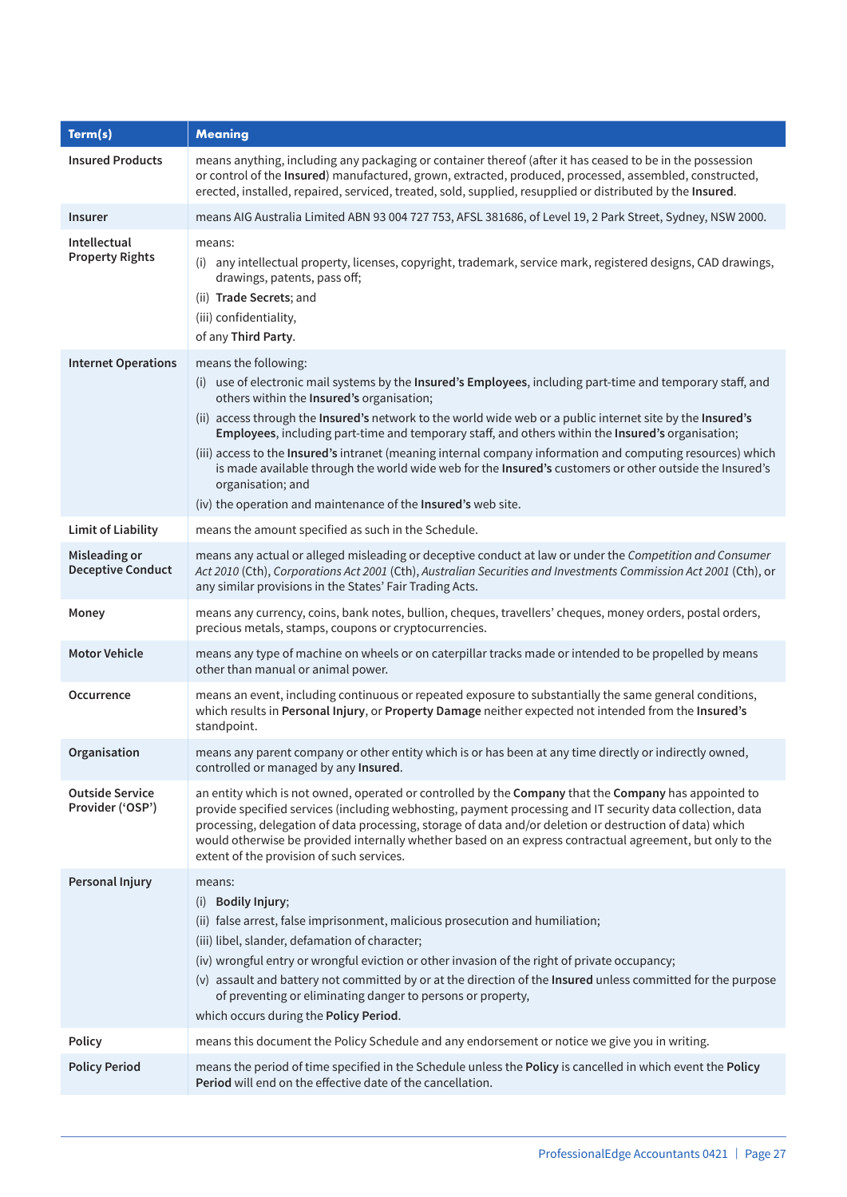| Term(s) | Meaning |
|---|---|
| **Insured Products** | means anything, including any packaging or container thereof (after it has ceased to be in the possession or control of the **Insured**) manufactured, grown, extracted, produced, processed, assembled, constructed, erected, installed, repaired, serviced, treated, sold, supplied, resupplied or distributed by the **Insured**. |
| **Insurer** | means AIG Australia Limited ABN 93 004 727 753, AFSL 381686, of Level 19, 2 Park Street, Sydney, NSW 2000. |
| **Intellectual Property Rights** | means:<br>(i) any intellectual property, licenses, copyright, trademark, service mark, registered designs, CAD drawings, drawings, patents, pass off;<br>(ii) **Trade Secrets**; and<br>(iii) confidentiality,<br>of any **Third Party**. |
| **Internet Operations** | means the following:<br>(i) use of electronic mail systems by the **Insured's Employees**, including part-time and temporary staff, and others within the **Insured's** organisation;<br>(ii) access through the **Insured's** network to the world wide web or a public internet site by the **Insured's Employees**, including part-time and temporary staff, and others within the **Insured's** organisation;<br>(iii) access to the **Insured's** intranet (meaning internal company information and computing resources) which is made available through the world wide web for the **Insured's** customers or other outside the Insured's organisation; and<br>(iv) the operation and maintenance of the **Insured's** web site. |
| **Limit of Liability** | means the amount specified as such in the Schedule. |
| **Misleading or Deceptive Conduct** | means any actual or alleged misleading or deceptive conduct at law or under the *Competition and Consumer Act 2010* (Cth), *Corporations Act 2001* (Cth), *Australian Securities and Investments Commission Act 2001* (Cth), or any similar provisions in the States' Fair Trading Acts. |
| **Money** | means any currency, coins, bank notes, bullion, cheques, travellers' cheques, money orders, postal orders, precious metals, stamps, coupons or cryptocurrencies. |
| **Motor Vehicle** | means any type of machine on wheels or on caterpillar tracks made or intended to be propelled by means other than manual or animal power. |
| **Occurrence** | means an event, including continuous or repeated exposure to substantially the same general conditions, which results in **Personal Injury**, or **Property Damage** neither expected not intended from the **Insured's** standpoint. |
| **Organisation** | means any parent company or other entity which is or has been at any time directly or indirectly owned, controlled or managed by any **Insured**. |
| **Outside Service Provider ('OSP')** | an entity which is not owned, operated or controlled by the **Company** that the **Company** has appointed to provide specified services (including webhosting, payment processing and IT security data collection, data processing, delegation of data processing, storage of data and/or deletion or destruction of data) which would otherwise be provided internally whether based on an express contractual agreement, but only to the extent of the provision of such services. |
| **Personal Injury** | means:<br>(i) **Bodily Injury**;<br>(ii) false arrest, false imprisonment, malicious prosecution and humiliation;<br>(iii) libel, slander, defamation of character;<br>(iv) wrongful entry or wrongful eviction or other invasion of the right of private occupancy;<br>(v) assault and battery not committed by or at the direction of the **Insured** unless committed for the purpose of preventing or eliminating danger to persons or property,<br>which occurs during the **Policy Period**. |
| **Policy** | means this document the Policy Schedule and any endorsement or notice we give you in writing. |
| **Policy Period** | means the period of time specified in the Schedule unless the **Policy** is cancelled in which event the **Policy Period** will end on the effective date of the cancellation. |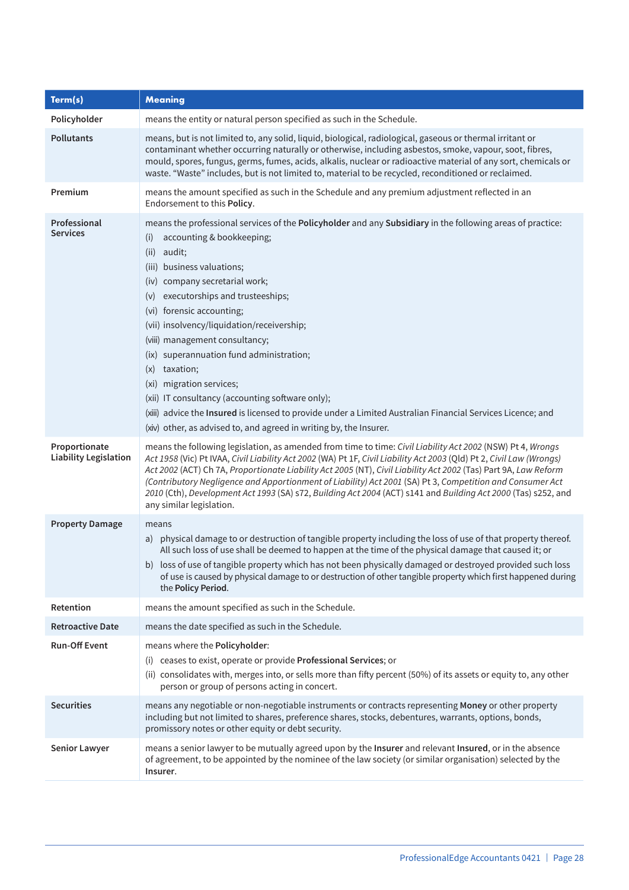| Term(s) | Meaning |
|---|---|
| **Policyholder** | means the entity or natural person specified as such in the Schedule. |
| **Pollutants** | means, but is not limited to, any solid, liquid, biological, radiological, gaseous or thermal irritant or contaminant whether occurring naturally or otherwise, including asbestos, smoke, vapour, soot, fibres, mould, spores, fungus, germs, fumes, acids, alkalis, nuclear or radioactive material of any sort, chemicals or waste. "Waste" includes, but is not limited to, material to be recycled, reconditioned or reclaimed. |
| **Premium** | means the amount specified as such in the Schedule and any premium adjustment reflected in an Endorsement to this **Policy**. |
| **Professional Services** | means the professional services of the **Policyholder** and any **Subsidiary** in the following areas of practice:<br>(i) accounting & bookkeeping;<br>(ii) audit;<br>(iii) business valuations;<br>(iv) company secretarial work;<br>(v) executorships and trusteeships;<br>(vi) forensic accounting;<br>(vii) insolvency/liquidation/receivership;<br>(viii) management consultancy;<br>(ix) superannuation fund administration;<br>(x) taxation;<br>(xi) migration services;<br>(xii) IT consultancy (accounting software only);<br>(xiii) advice the **Insured** is licensed to provide under a Limited Australian Financial Services Licence; and<br>(xiv) other, as advised to, and agreed in writing by, the Insurer. |
| **Proportionate Liability Legislation** | means the following legislation, as amended from time to time: *Civil Liability Act 2002* (NSW) Pt 4, *Wrongs Act 1958* (Vic) Pt IVAA, *Civil Liability Act 2002* (WA) Pt 1F, *Civil Liability Act 2003* (Qld) Pt 2, *Civil Law (Wrongs) Act 2002* (ACT) Ch 7A, *Proportionate Liability Act 2005* (NT), *Civil Liability Act 2002* (Tas) Part 9A, *Law Reform (Contributory Negligence and Apportionment of Liability) Act 2001* (SA) Pt 3, *Competition and Consumer Act 2010* (Cth), *Development Act 1993* (SA) s72, *Building Act 2004* (ACT) s141 and *Building Act 2000* (Tas) s252, and any similar legislation. |
| **Property Damage** | means<br>a) physical damage to or destruction of tangible property including the loss of use of that property thereof. All such loss of use shall be deemed to happen at the time of the physical damage that caused it; or<br>b) loss of use of tangible property which has not been physically damaged or destroyed provided such loss of use is caused by physical damage to or destruction of other tangible property which first happened during the **Policy Period**. |
| **Retention** | means the amount specified as such in the Schedule. |
| **Retroactive Date** | means the date specified as such in the Schedule. |
| **Run-Off Event** | means where the **Policyholder**:<br>(i) ceases to exist, operate or provide **Professional Services**; or<br>(ii) consolidates with, merges into, or sells more than fifty percent (50%) of its assets or equity to, any other person or group of persons acting in concert. |
| **Securities** | means any negotiable or non-negotiable instruments or contracts representing **Money** or other property including but not limited to shares, preference shares, stocks, debentures, warrants, options, bonds, promissory notes or other equity or debt security. |
| **Senior Lawyer** | means a senior lawyer to be mutually agreed upon by the **Insurer** and relevant **Insured**, or in the absence of agreement, to be appointed by the nominee of the law society (or similar organisation) selected by the **Insurer**. |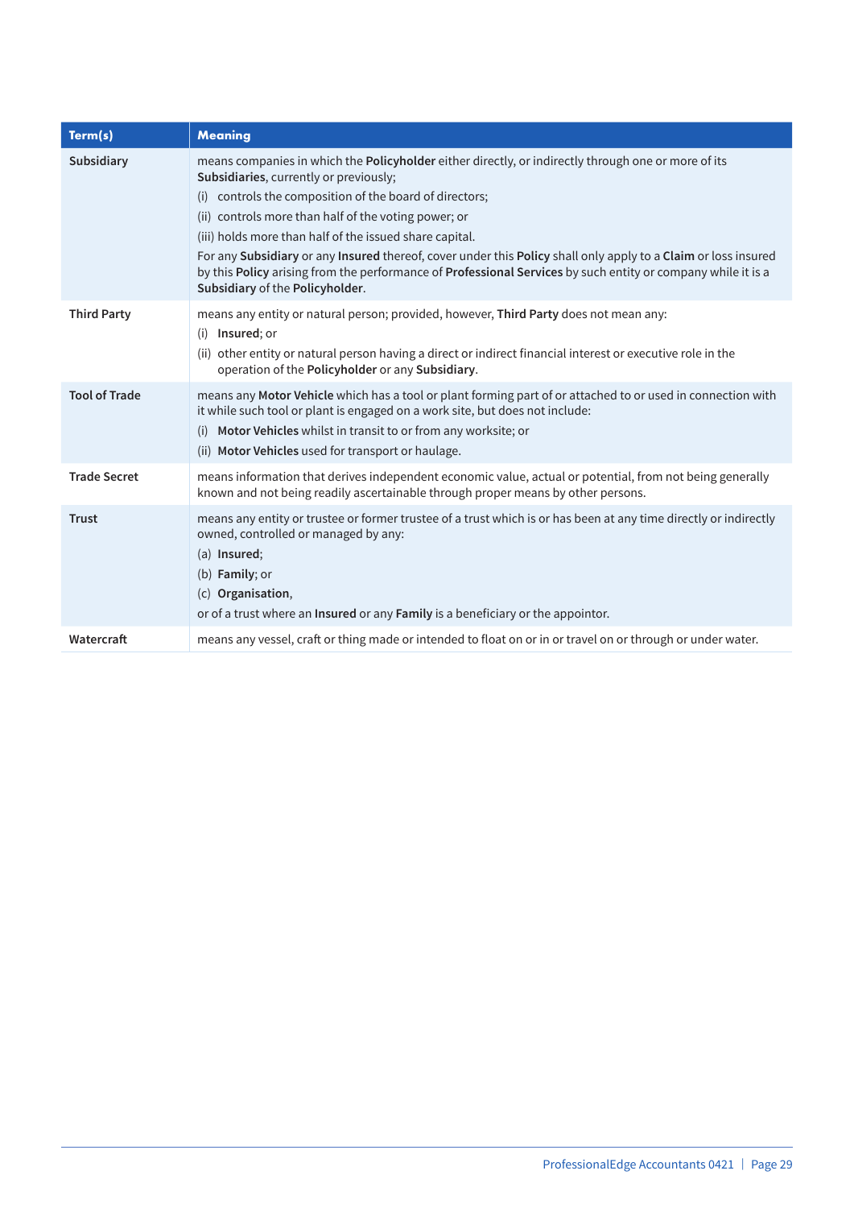| Term(s) | Meaning |
| --- | --- |
| **Subsidiary** | means companies in which the **Policyholder** either directly, or indirectly through one or more of its **Subsidiaries**, currently or previously;<br>(i) controls the composition of the board of directors;<br>(ii) controls more than half of the voting power; or<br>(iii) holds more than half of the issued share capital.<br>For any **Subsidiary** or any **Insured** thereof, cover under this **Policy** shall only apply to a **Claim** or loss insured by this **Policy** arising from the performance of **Professional Services** by such entity or company while it is a **Subsidiary** of the **Policyholder**. |
| **Third Party** | means any entity or natural person; provided, however, **Third Party** does not mean any:<br>(i) **Insured**; or<br>(ii) other entity or natural person having a direct or indirect financial interest or executive role in the operation of the **Policyholder** or any **Subsidiary**. |
| **Tool of Trade** | means any **Motor Vehicle** which has a tool or plant forming part of or attached to or used in connection with it while such tool or plant is engaged on a work site, but does not include:<br>(i) **Motor Vehicles** whilst in transit to or from any worksite; or<br>(ii) **Motor Vehicles** used for transport or haulage. |
| **Trade Secret** | means information that derives independent economic value, actual or potential, from not being generally known and not being readily ascertainable through proper means by other persons. |
| **Trust** | means any entity or trustee or former trustee of a trust which is or has been at any time directly or indirectly owned, controlled or managed by any:<br>(a) **Insured**;<br>(b) **Family**; or<br>(c) **Organisation**,<br>or of a trust where an **Insured** or any **Family** is a beneficiary or the appointor. |
| **Watercraft** | means any vessel, craft or thing made or intended to float on or in or travel on or through or under water. |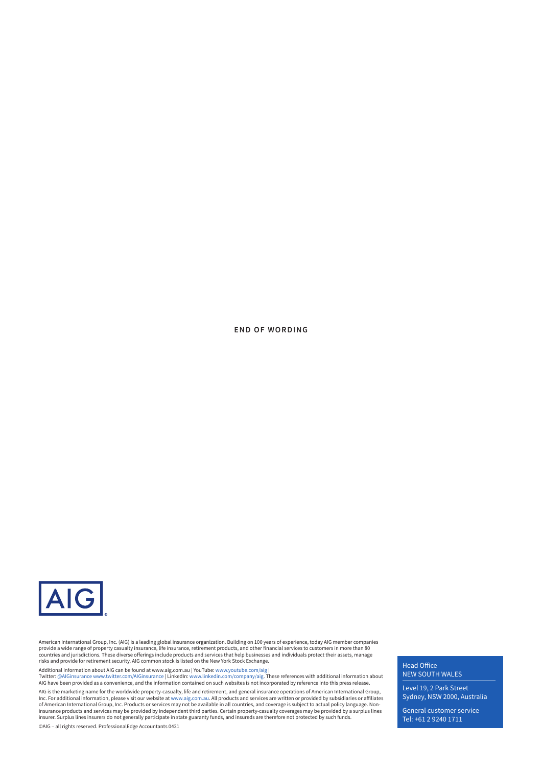**END OF WORDING**

AIG

American International Group, Inc. (AIG) is a leading global insurance organization. Building on 100 years of experience, today AIG member companies provide a wide range of property casualty insurance, life insurance, retirement products, and other financial services to customers in more than 80 countries and jurisdictions. These diverse offerings include products and services that help businesses and individuals protect their assets, manage risks and provide for retirement security. AIG common stock is listed on the New York Stock Exchange.

Additional information about AIG can be found at www.aig.com.au | YouTube: www.youtube.com/aig | Twitter: @AIGinsurance www.twitter.com/AIGinsurance | LinkedIn: www.linkedin.com/company/aig. These references with additional information about AIG have been provided as a convenience, and the information contained on such websites is not incorporated by reference into this press release.

AIG is the marketing name for the worldwide property-casualty, life and retirement, and general insurance operations of American International Group, Inc. For additional information, please visit our website at www.aig.com.au. All products and services are written or provided by subsidiaries or affiliates of American International Group, Inc. Products or services may not be available in all countries, and coverage is subject to actual policy language. Non-insurance products and services may be provided by independent third parties. Certain property-casualty coverages may be provided by a surplus lines insurer. Surplus lines insurers do not generally participate in state guaranty funds, and insureds are therefore not protected by such funds.

©AIG – all rights reserved. ProfessionalEdge Accountants 0421

Head Office
NEW SOUTH WALES

Level 19, 2 Park Street
Sydney, NSW 2000, Australia

General customer service
Tel: +61 2 9240 1711